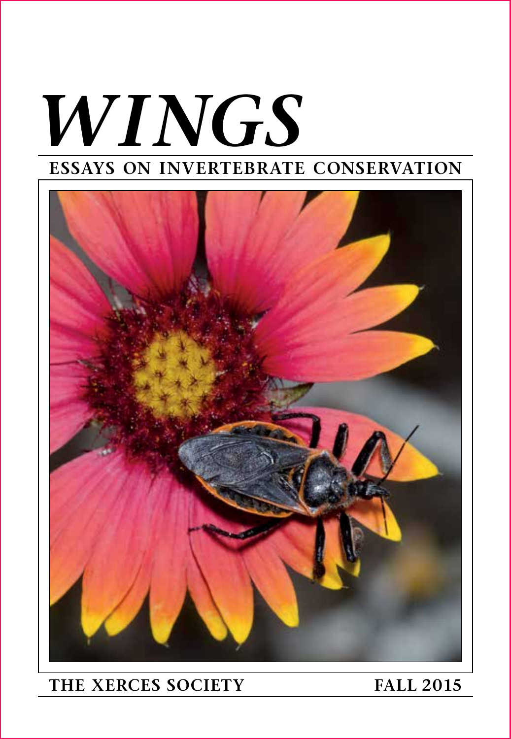# *WINGS*

## ESSAYS ON INVERTEBRATE CONSERVATION

THE XERCES SOCIETY

FALL 2015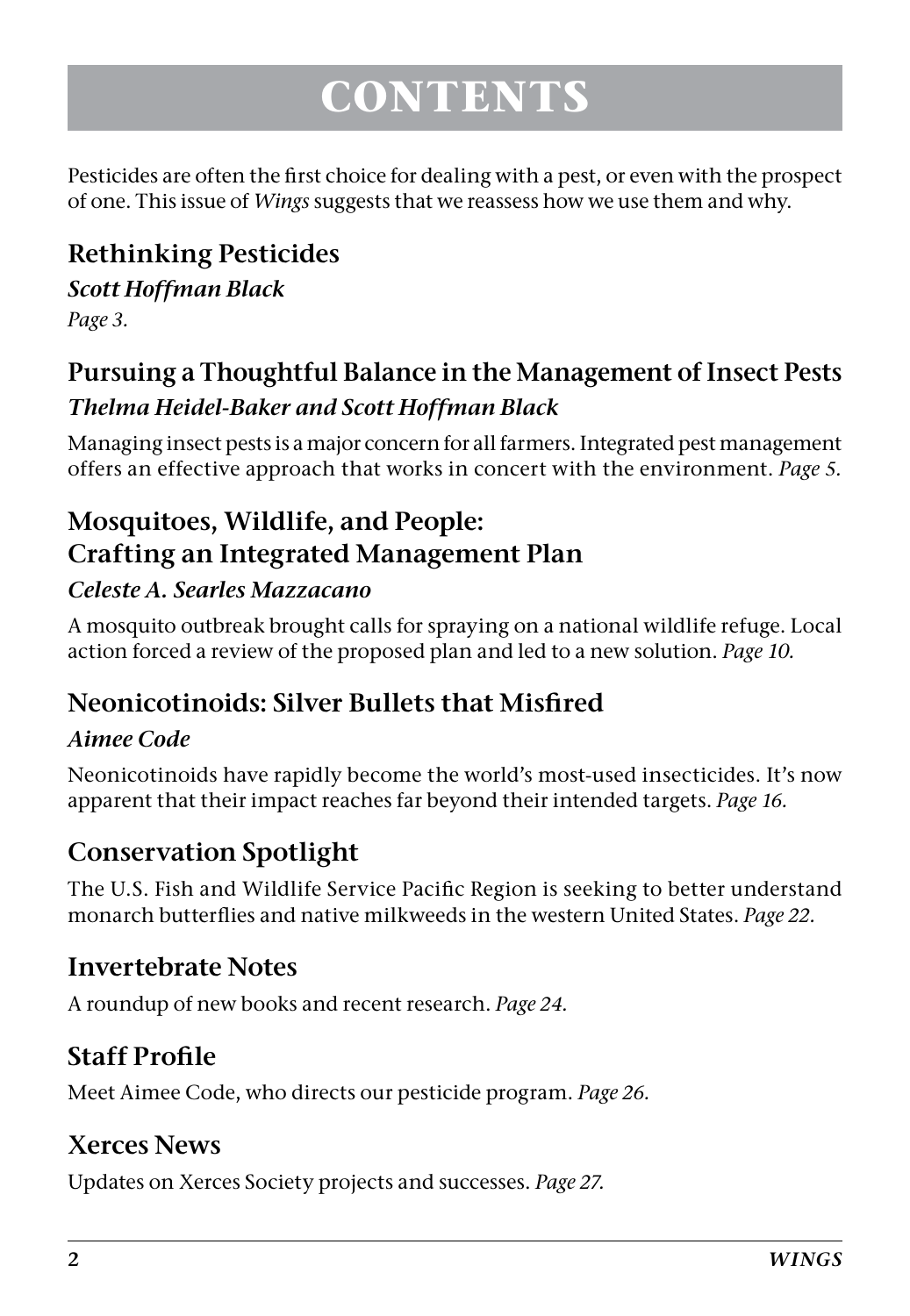# CONTENTS

Pesticides are often the first choice for dealing with a pest, or even with the prospect of one. This issue of *Wings* suggests that we reassess how we use them and why.

## Rethinking Pesticides

***Scott Hoffman Black***

*Page 3.*

## Pursuing a Thoughtful Balance in the Management of Insect Pests

***Thelma Heidel-Baker and Scott Hoffman Black***

Managing insect pests is a major concern for all farmers. Integrated pest management offers an effective approach that works in concert with the environment. *Page 5.*

## Mosquitoes, Wildlife, and People: Crafting an Integrated Management Plan

***Celeste A. Searles Mazzacano***

A mosquito outbreak brought calls for spraying on a national wildlife refuge. Local action forced a review of the proposed plan and led to a new solution. *Page 10.*

## Neonicotinoids: Silver Bullets that Misfired

***Aimee Code***

Neonicotinoids have rapidly become the world's most-used insecticides. It's now apparent that their impact reaches far beyond their intended targets. *Page 16.*

## Conservation Spotlight

The U.S. Fish and Wildlife Service Pacific Region is seeking to better understand monarch butterflies and native milkweeds in the western United States. *Page 22.*

## Invertebrate Notes

A roundup of new books and recent research. *Page 24.*

## Staff Profile

Meet Aimee Code, who directs our pesticide program. *Page 26.*

## Xerces News

Updates on Xerces Society projects and successes. *Page 27.*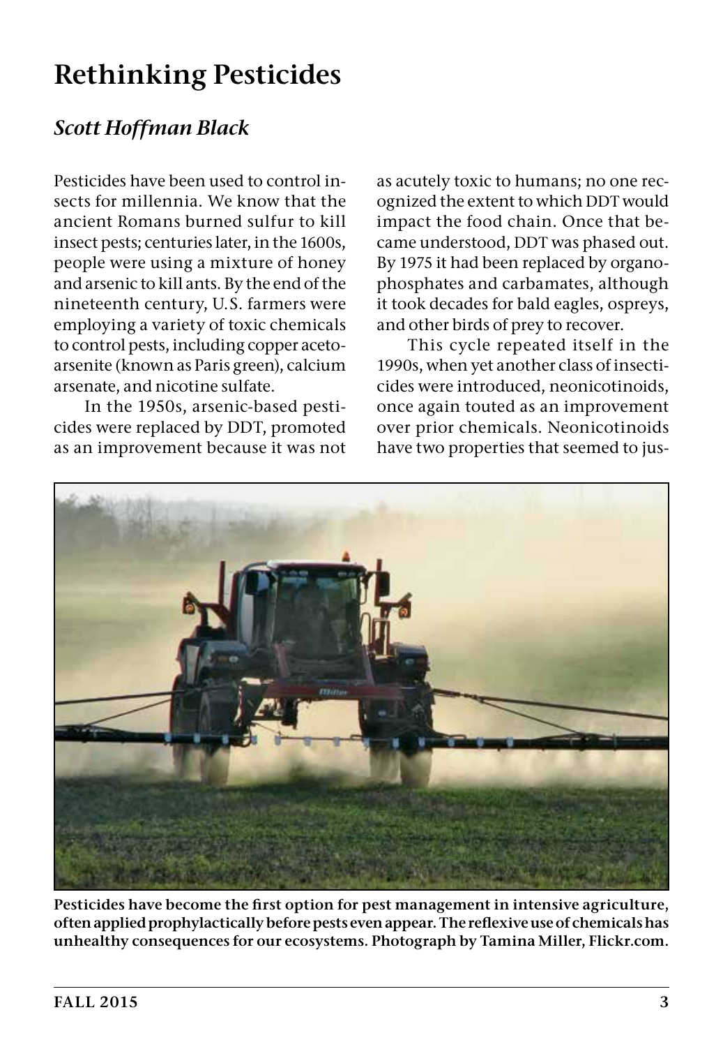# Rethinking Pesticides

## *Scott Hoffman Black*

Pesticides have been used to control insects for millennia. We know that the ancient Romans burned sulfur to kill insect pests; centuries later, in the 1600s, people were using a mixture of honey and arsenic to kill ants. By the end of the nineteenth century, U.S. farmers were employing a variety of toxic chemicals to control pests, including copper acetoarsenite (known as Paris green), calcium arsenate, and nicotine sulfate.

In the 1950s, arsenic-based pesticides were replaced by DDT, promoted as an improvement because it was not as acutely toxic to humans; no one recognized the extent to which DDT would impact the food chain. Once that became understood, DDT was phased out. By 1975 it had been replaced by organophosphates and carbamates, although it took decades for bald eagles, ospreys, and other birds of prey to recover.

This cycle repeated itself in the 1990s, when yet another class of insecticides were introduced, neonicotinoids, once again touted as an improvement over prior chemicals. Neonicotinoids have two properties that seemed to jus-

**Pesticides have become the first option for pest management in intensive agriculture, often applied prophylactically before pests even appear. The reflexive use of chemicals has unhealthy consequences for our ecosystems. Photograph by Tamina Miller, Flickr.com.**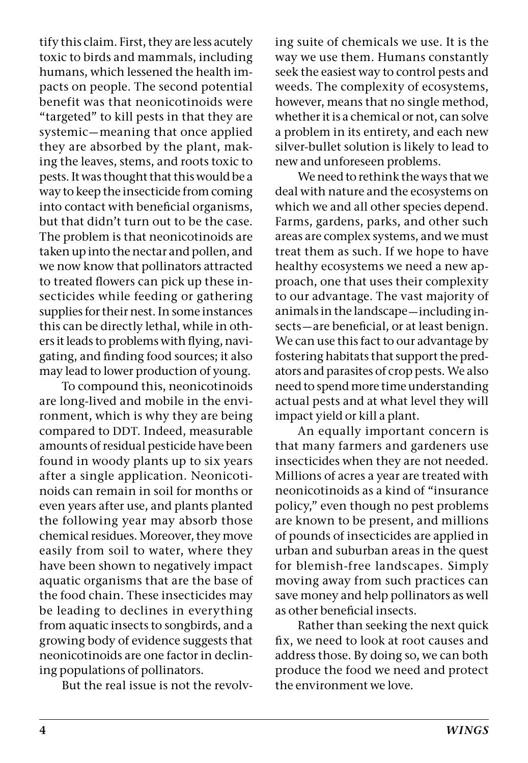tify this claim. First, they are less acutely toxic to birds and mammals, including humans, which lessened the health impacts on people. The second potential benefit was that neonicotinoids were "targeted" to kill pests in that they are systemic—meaning that once applied they are absorbed by the plant, making the leaves, stems, and roots toxic to pests. It was thought that this would be a way to keep the insecticide from coming into contact with beneficial organisms, but that didn't turn out to be the case. The problem is that neonicotinoids are taken up into the nectar and pollen, and we now know that pollinators attracted to treated flowers can pick up these insecticides while feeding or gathering supplies for their nest. In some instances this can be directly lethal, while in others it leads to problems with flying, navigating, and finding food sources; it also may lead to lower production of young.

To compound this, neonicotinoids are long-lived and mobile in the environment, which is why they are being compared to DDT. Indeed, measurable amounts of residual pesticide have been found in woody plants up to six years after a single application. Neonicotinoids can remain in soil for months or even years after use, and plants planted the following year may absorb those chemical residues. Moreover, they move easily from soil to water, where they have been shown to negatively impact aquatic organisms that are the base of the food chain. These insecticides may be leading to declines in everything from aquatic insects to songbirds, and a growing body of evidence suggests that neonicotinoids are one factor in declining populations of pollinators.

But the real issue is not the revolving suite of chemicals we use. It is the way we use them. Humans constantly seek the easiest way to control pests and weeds. The complexity of ecosystems, however, means that no single method, whether it is a chemical or not, can solve a problem in its entirety, and each new silver-bullet solution is likely to lead to new and unforeseen problems.

We need to rethink the ways that we deal with nature and the ecosystems on which we and all other species depend. Farms, gardens, parks, and other such areas are complex systems, and we must treat them as such. If we hope to have healthy ecosystems we need a new approach, one that uses their complexity to our advantage. The vast majority of animals in the landscape—including insects—are beneficial, or at least benign. We can use this fact to our advantage by fostering habitats that support the predators and parasites of crop pests. We also need to spend more time understanding actual pests and at what level they will impact yield or kill a plant.

An equally important concern is that many farmers and gardeners use insecticides when they are not needed. Millions of acres a year are treated with neonicotinoids as a kind of "insurance policy," even though no pest problems are known to be present, and millions of pounds of insecticides are applied in urban and suburban areas in the quest for blemish-free landscapes. Simply moving away from such practices can save money and help pollinators as well as other beneficial insects.

Rather than seeking the next quick fix, we need to look at root causes and address those. By doing so, we can both produce the food we need and protect the environment we love.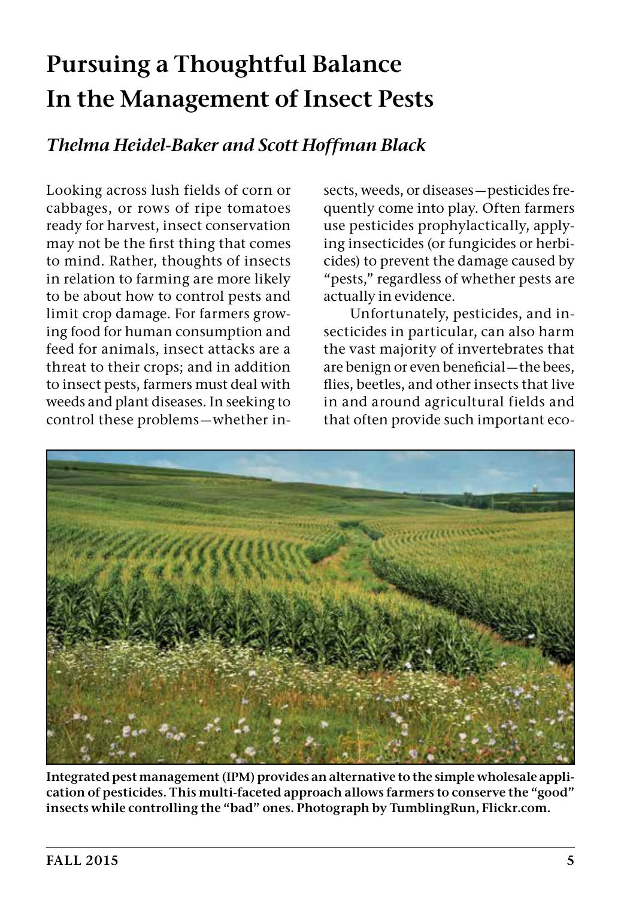# Pursuing a Thoughtful Balance In the Management of Insect Pests

## *Thelma Heidel-Baker and Scott Hoffman Black*

Looking across lush fields of corn or cabbages, or rows of ripe tomatoes ready for harvest, insect conservation may not be the first thing that comes to mind. Rather, thoughts of insects in relation to farming are more likely to be about how to control pests and limit crop damage. For farmers growing food for human consumption and feed for animals, insect attacks are a threat to their crops; and in addition to insect pests, farmers must deal with weeds and plant diseases. In seeking to control these problems—whether insects, weeds, or diseases—pesticides frequently come into play. Often farmers use pesticides prophylactically, applying insecticides (or fungicides or herbicides) to prevent the damage caused by "pests," regardless of whether pests are actually in evidence.

Unfortunately, pesticides, and insecticides in particular, can also harm the vast majority of invertebrates that are benign or even beneficial—the bees, flies, beetles, and other insects that live in and around agricultural fields and that often provide such important eco-

**Integrated pest management (IPM) provides an alternative to the simple wholesale application of pesticides. This multi-faceted approach allows farmers to conserve the "good" insects while controlling the "bad" ones. Photograph by TumblingRun, Flickr.com.**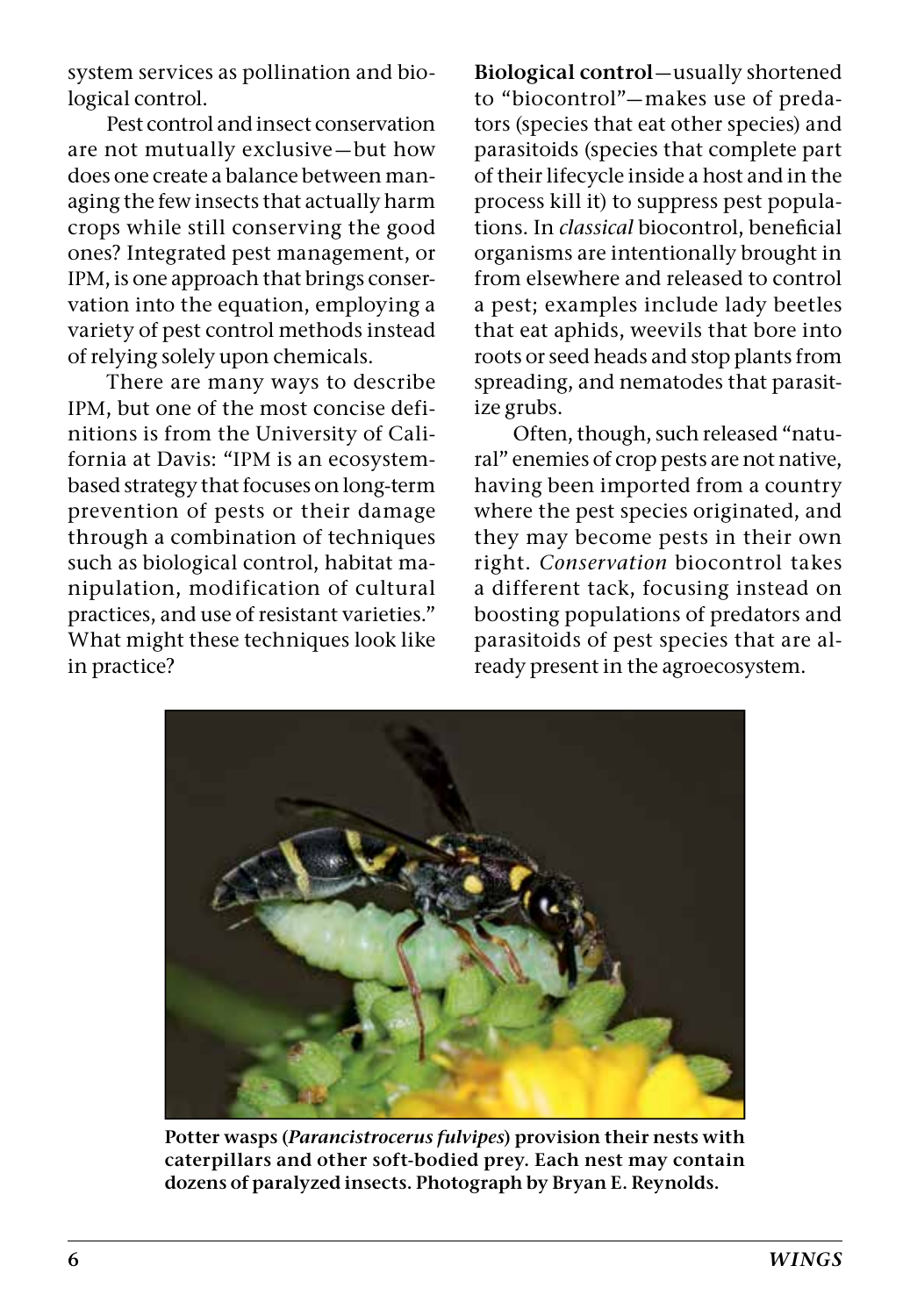system services as pollination and biological control.

Pest control and insect conservation are not mutually exclusive—but how does one create a balance between managing the few insects that actually harm crops while still conserving the good ones? Integrated pest management, or IPM, is one approach that brings conservation into the equation, employing a variety of pest control methods instead of relying solely upon chemicals.

There are many ways to describe IPM, but one of the most concise definitions is from the University of California at Davis: "IPM is an ecosystem-based strategy that focuses on long-term prevention of pests or their damage through a combination of techniques such as biological control, habitat manipulation, modification of cultural practices, and use of resistant varieties." What might these techniques look like in practice?

**Biological control**—usually shortened to "biocontrol"—makes use of predators (species that eat other species) and parasitoids (species that complete part of their lifecycle inside a host and in the process kill it) to suppress pest populations. In *classical* biocontrol, beneficial organisms are intentionally brought in from elsewhere and released to control a pest; examples include lady beetles that eat aphids, weevils that bore into roots or seed heads and stop plants from spreading, and nematodes that parasitize grubs.

Often, though, such released "natural" enemies of crop pests are not native, having been imported from a country where the pest species originated, and they may become pests in their own right. *Conservation* biocontrol takes a different tack, focusing instead on boosting populations of predators and parasitoids of pest species that are already present in the agroecosystem.

**Potter wasps (*Parancistrocerus fulvipes*) provision their nests with caterpillars and other soft-bodied prey. Each nest may contain dozens of paralyzed insects. Photograph by Bryan E. Reynolds.**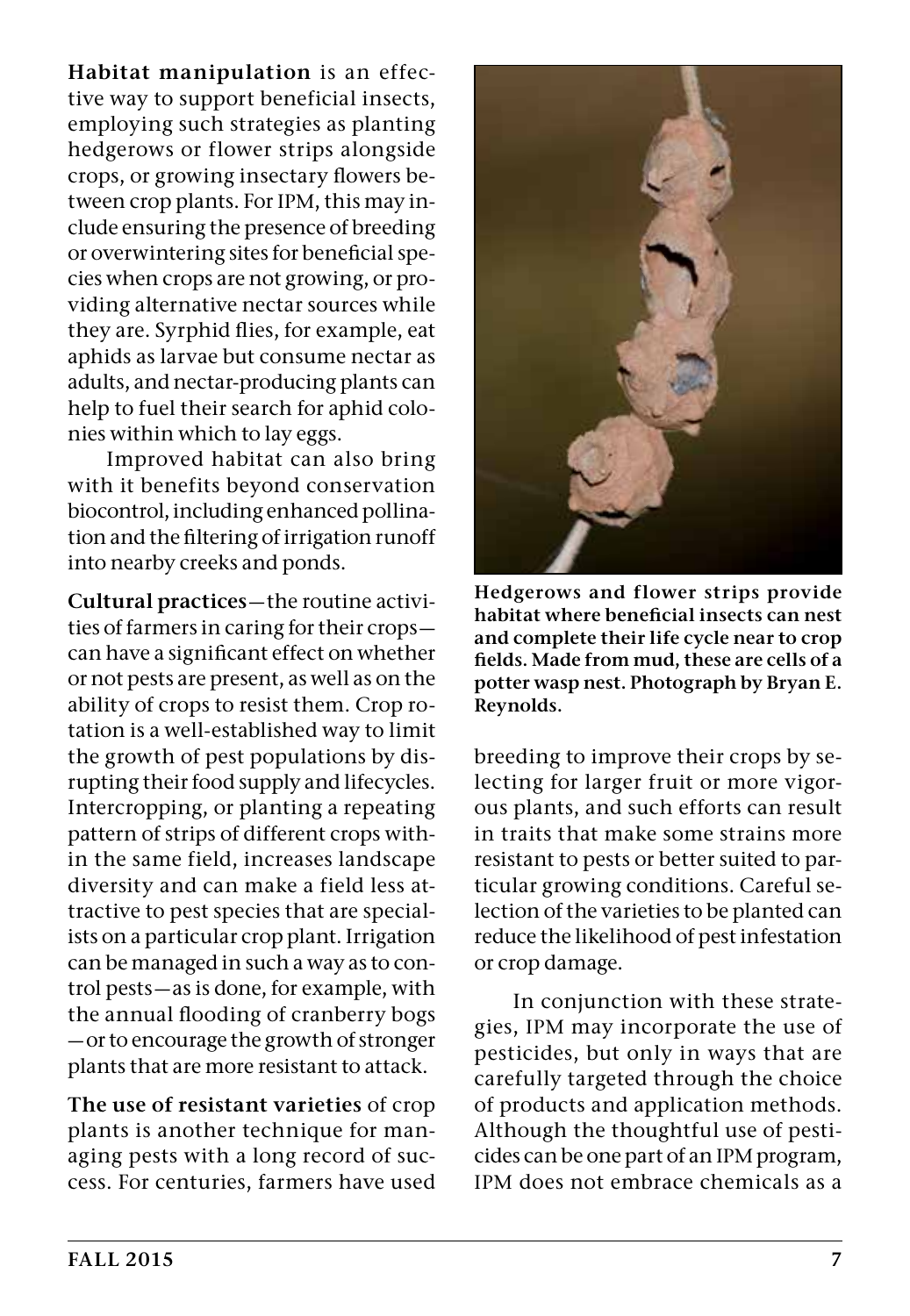**Habitat manipulation** is an effective way to support beneficial insects, employing such strategies as planting hedgerows or flower strips alongside crops, or growing insectary flowers between crop plants. For IPM, this may include ensuring the presence of breeding or overwintering sites for beneficial species when crops are not growing, or providing alternative nectar sources while they are. Syrphid flies, for example, eat aphids as larvae but consume nectar as adults, and nectar-producing plants can help to fuel their search for aphid colonies within which to lay eggs.

Improved habitat can also bring with it benefits beyond conservation biocontrol, including enhanced pollination and the filtering of irrigation runoff into nearby creeks and ponds.

**Cultural practices**—the routine activities of farmers in caring for their crops—can have a significant effect on whether or not pests are present, as well as on the ability of crops to resist them. Crop rotation is a well-established way to limit the growth of pest populations by disrupting their food supply and lifecycles. Intercropping, or planting a repeating pattern of strips of different crops within the same field, increases landscape diversity and can make a field less attractive to pest species that are specialists on a particular crop plant. Irrigation can be managed in such a way as to control pests—as is done, for example, with the annual flooding of cranberry bogs—or to encourage the growth of stronger plants that are more resistant to attack.

**The use of resistant varieties** of crop plants is another technique for managing pests with a long record of success. For centuries, farmers have used breeding to improve their crops by selecting for larger fruit or more vigorous plants, and such efforts can result in traits that make some strains more resistant to pests or better suited to particular growing conditions. Careful selection of the varieties to be planted can reduce the likelihood of pest infestation or crop damage.

**Hedgerows and flower strips provide habitat where beneficial insects can nest and complete their life cycle near to crop fields. Made from mud, these are cells of a potter wasp nest. Photograph by Bryan E. Reynolds.**

In conjunction with these strategies, IPM may incorporate the use of pesticides, but only in ways that are carefully targeted through the choice of products and application methods. Although the thoughtful use of pesticides can be one part of an IPM program, IPM does not embrace chemicals as a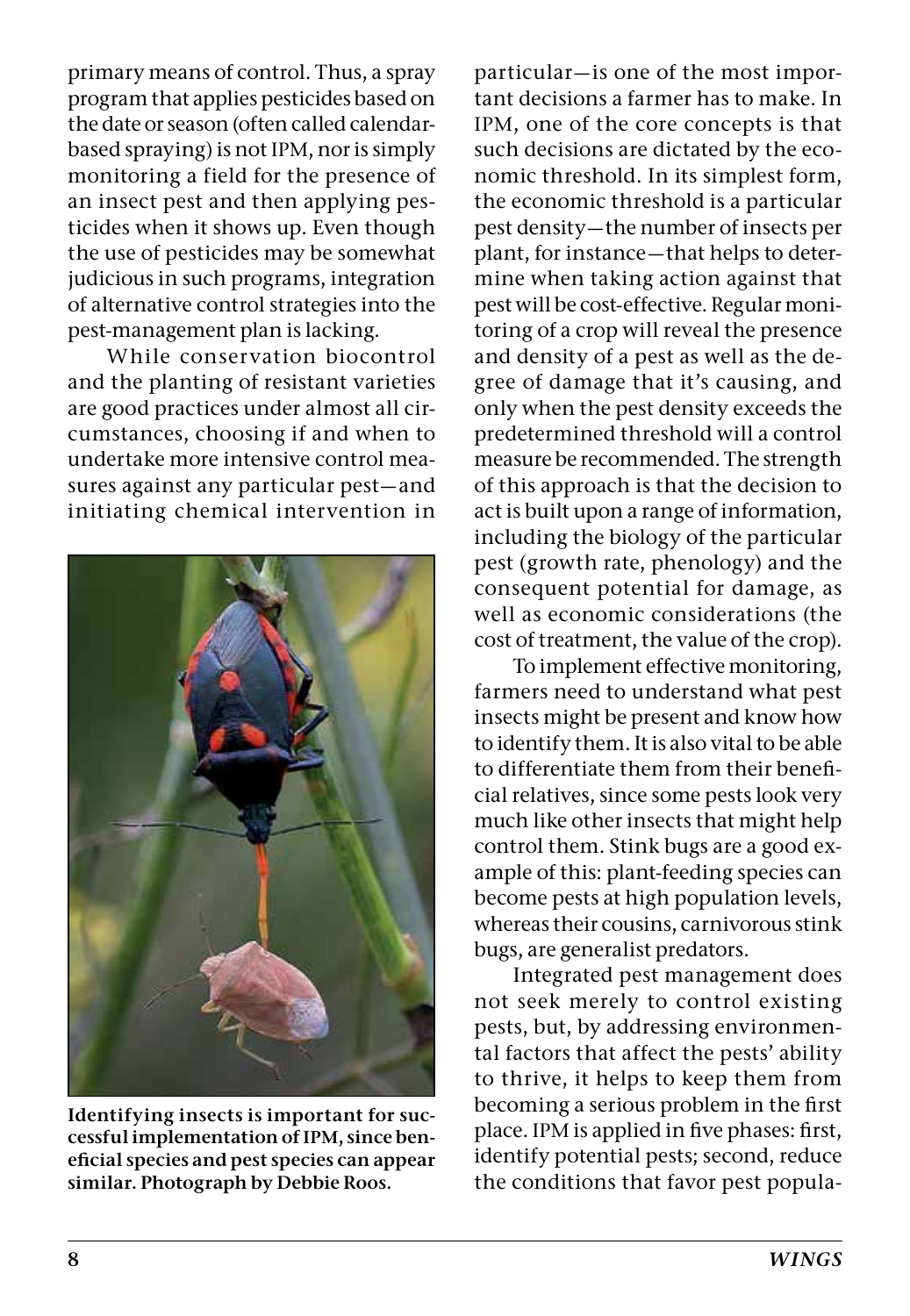primary means of control. Thus, a spray program that applies pesticides based on the date or season (often called calendar-based spraying) is not IPM, nor is simply monitoring a field for the presence of an insect pest and then applying pesticides when it shows up. Even though the use of pesticides may be somewhat judicious in such programs, integration of alternative control strategies into the pest-management plan is lacking.

While conservation biocontrol and the planting of resistant varieties are good practices under almost all circumstances, choosing if and when to undertake more intensive control measures against any particular pest—and initiating chemical intervention in particular—is one of the most important decisions a farmer has to make. In IPM, one of the core concepts is that such decisions are dictated by the economic threshold. In its simplest form, the economic threshold is a particular pest density—the number of insects per plant, for instance—that helps to determine when taking action against that pest will be cost-effective. Regular monitoring of a crop will reveal the presence and density of a pest as well as the degree of damage that it's causing, and only when the pest density exceeds the predetermined threshold will a control measure be recommended. The strength of this approach is that the decision to act is built upon a range of information, including the biology of the particular pest (growth rate, phenology) and the consequent potential for damage, as well as economic considerations (the cost of treatment, the value of the crop).

**Identifying insects is important for successful implementation of IPM, since beneficial species and pest species can appear similar. Photograph by Debbie Roos.**

To implement effective monitoring, farmers need to understand what pest insects might be present and know how to identify them. It is also vital to be able to differentiate them from their beneficial relatives, since some pests look very much like other insects that might help control them. Stink bugs are a good example of this: plant-feeding species can become pests at high population levels, whereas their cousins, carnivorous stink bugs, are generalist predators.

Integrated pest management does not seek merely to control existing pests, but, by addressing environmental factors that affect the pests' ability to thrive, it helps to keep them from becoming a serious problem in the first place. IPM is applied in five phases: first, identify potential pests; second, reduce the conditions that favor pest popula-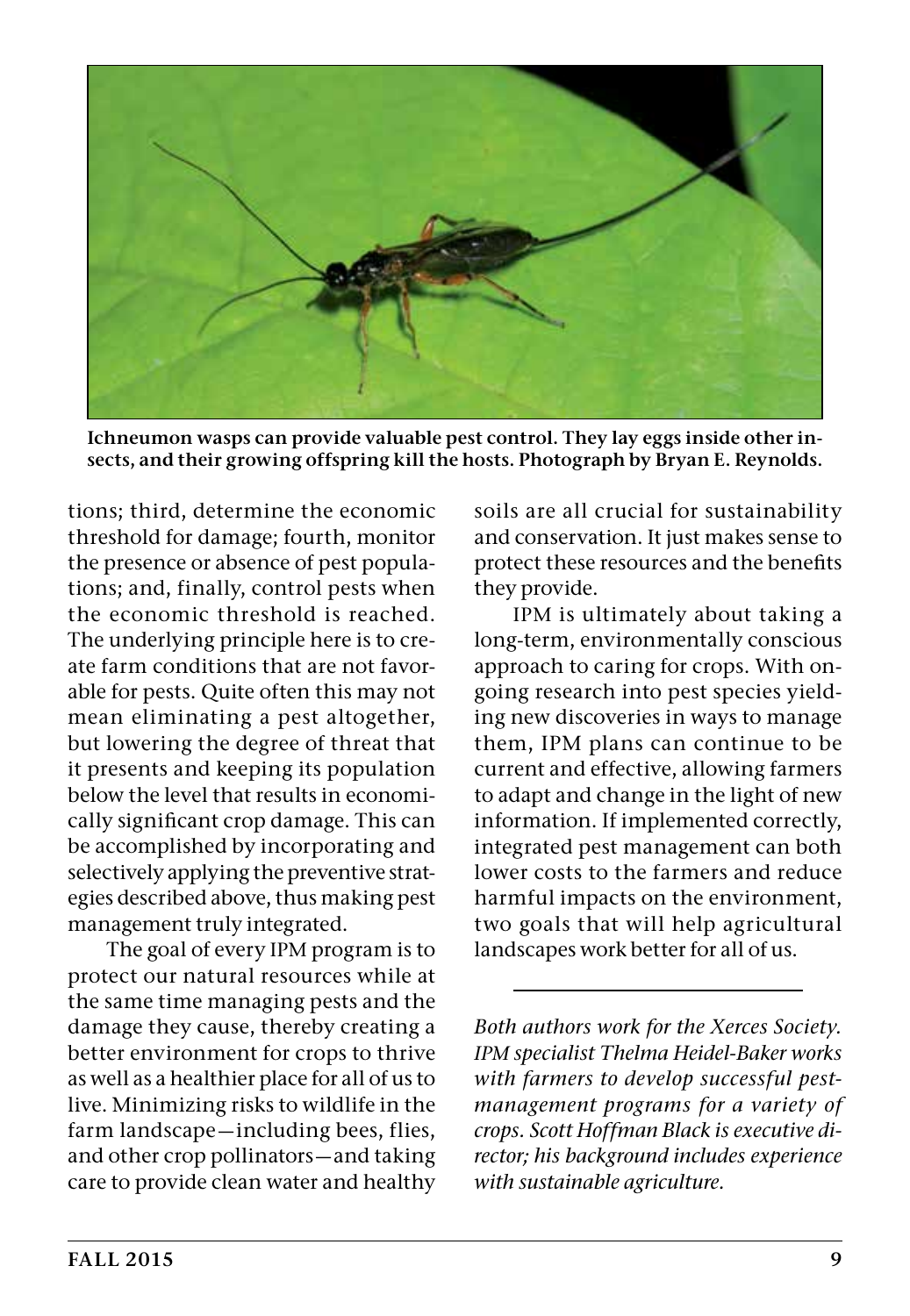**Ichneumon wasps can provide valuable pest control. They lay eggs inside other insects, and their growing offspring kill the hosts. Photograph by Bryan E. Reynolds.**

tions; third, determine the economic threshold for damage; fourth, monitor the presence or absence of pest populations; and, finally, control pests when the economic threshold is reached. The underlying principle here is to create farm conditions that are not favorable for pests. Quite often this may not mean eliminating a pest altogether, but lowering the degree of threat that it presents and keeping its population below the level that results in economically significant crop damage. This can be accomplished by incorporating and selectively applying the preventive strategies described above, thus making pest management truly integrated.

The goal of every IPM program is to protect our natural resources while at the same time managing pests and the damage they cause, thereby creating a better environment for crops to thrive as well as a healthier place for all of us to live. Minimizing risks to wildlife in the farm landscape—including bees, flies, and other crop pollinators—and taking care to provide clean water and healthy soils are all crucial for sustainability and conservation. It just makes sense to protect these resources and the benefits they provide.

IPM is ultimately about taking a long-term, environmentally conscious approach to caring for crops. With ongoing research into pest species yielding new discoveries in ways to manage them, IPM plans can continue to be current and effective, allowing farmers to adapt and change in the light of new information. If implemented correctly, integrated pest management can both lower costs to the farmers and reduce harmful impacts on the environment, two goals that will help agricultural landscapes work better for all of us.

---

*Both authors work for the Xerces Society. IPM specialist Thelma Heidel-Baker works with farmers to develop successful pest-management programs for a variety of crops. Scott Hoffman Black is executive director; his background includes experience with sustainable agriculture.*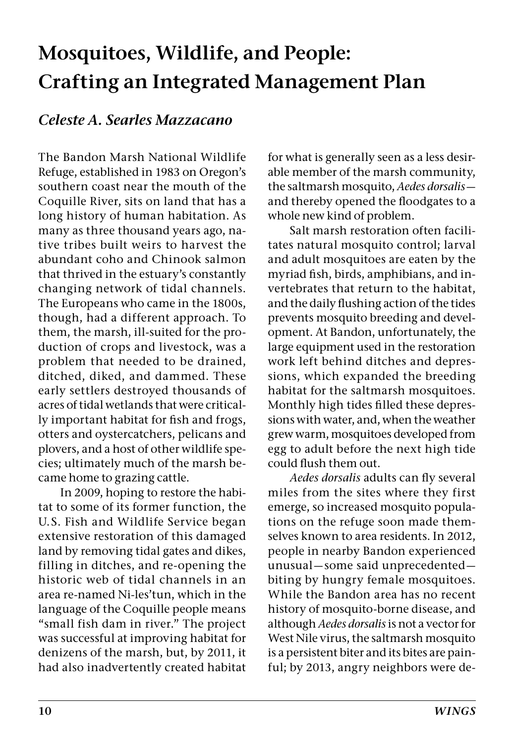# Mosquitoes, Wildlife, and People: Crafting an Integrated Management Plan

## *Celeste A. Searles Mazzacano*

The Bandon Marsh National Wildlife Refuge, established in 1983 on Oregon's southern coast near the mouth of the Coquille River, sits on land that has a long history of human habitation. As many as three thousand years ago, native tribes built weirs to harvest the abundant coho and Chinook salmon that thrived in the estuary's constantly changing network of tidal channels. The Europeans who came in the 1800s, though, had a different approach. To them, the marsh, ill-suited for the production of crops and livestock, was a problem that needed to be drained, ditched, diked, and dammed. These early settlers destroyed thousands of acres of tidal wetlands that were critically important habitat for fish and frogs, otters and oystercatchers, pelicans and plovers, and a host of other wildlife species; ultimately much of the marsh became home to grazing cattle.

In 2009, hoping to restore the habitat to some of its former function, the U.S. Fish and Wildlife Service began extensive restoration of this damaged land by removing tidal gates and dikes, filling in ditches, and re-opening the historic web of tidal channels in an area re-named Ni-les'tun, which in the language of the Coquille people means "small fish dam in river." The project was successful at improving habitat for denizens of the marsh, but, by 2011, it had also inadvertently created habitat for what is generally seen as a less desirable member of the marsh community, the saltmarsh mosquito, *Aedes dorsalis*—and thereby opened the floodgates to a whole new kind of problem.

Salt marsh restoration often facilitates natural mosquito control; larval and adult mosquitoes are eaten by the myriad fish, birds, amphibians, and invertebrates that return to the habitat, and the daily flushing action of the tides prevents mosquito breeding and development. At Bandon, unfortunately, the large equipment used in the restoration work left behind ditches and depressions, which expanded the breeding habitat for the saltmarsh mosquitoes. Monthly high tides filled these depressions with water, and, when the weather grew warm, mosquitoes developed from egg to adult before the next high tide could flush them out.

*Aedes dorsalis* adults can fly several miles from the sites where they first emerge, so increased mosquito populations on the refuge soon made themselves known to area residents. In 2012, people in nearby Bandon experienced unusual—some said unprecedented—biting by hungry female mosquitoes. While the Bandon area has no recent history of mosquito-borne disease, and although *Aedes dorsalis* is not a vector for West Nile virus, the saltmarsh mosquito is a persistent biter and its bites are painful; by 2013, angry neighbors were de-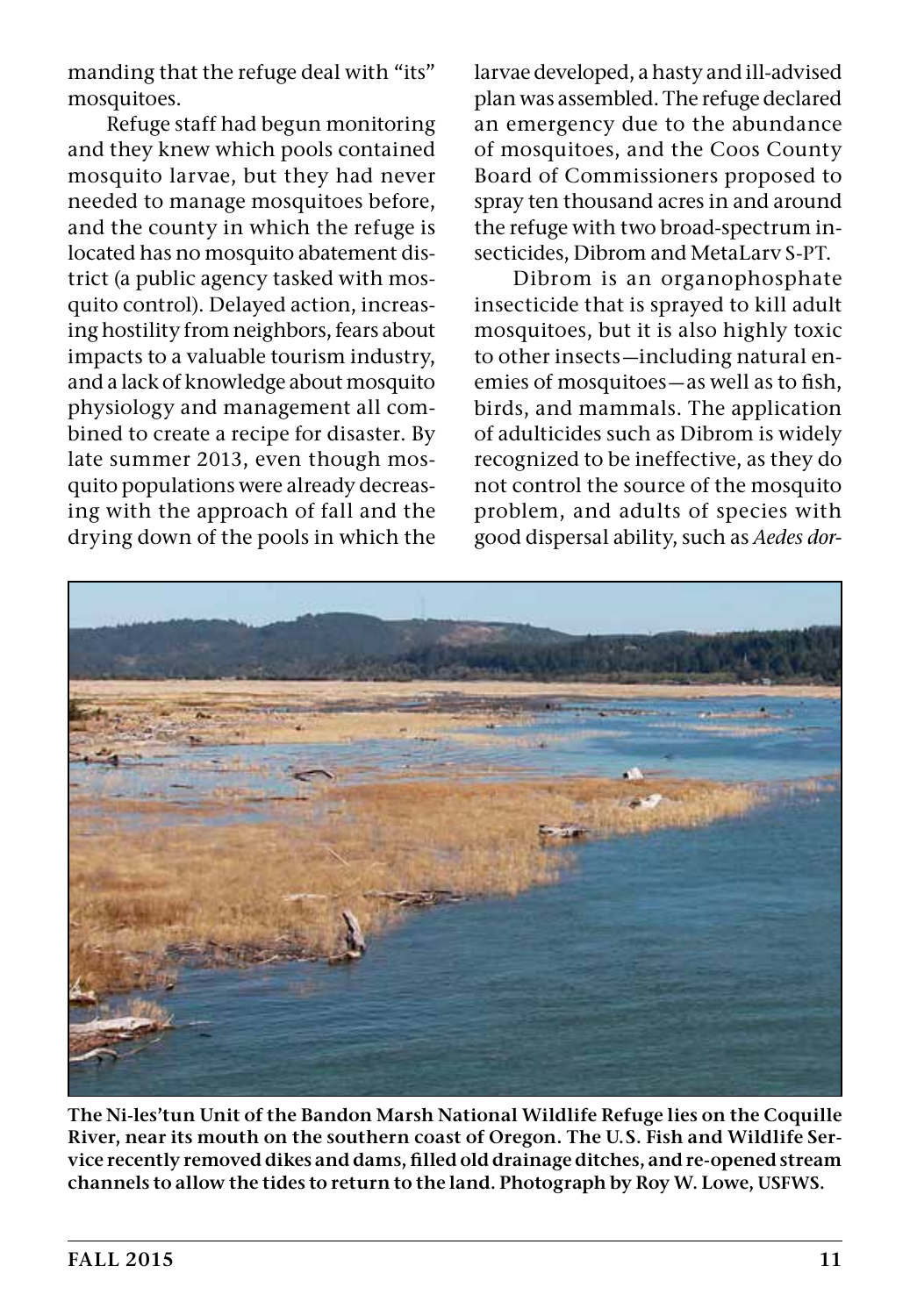manding that the refuge deal with "its" mosquitoes.

Refuge staff had begun monitoring and they knew which pools contained mosquito larvae, but they had never needed to manage mosquitoes before, and the county in which the refuge is located has no mosquito abatement district (a public agency tasked with mosquito control). Delayed action, increasing hostility from neighbors, fears about impacts to a valuable tourism industry, and a lack of knowledge about mosquito physiology and management all combined to create a recipe for disaster. By late summer 2013, even though mosquito populations were already decreasing with the approach of fall and the drying down of the pools in which the larvae developed, a hasty and ill-advised plan was assembled. The refuge declared an emergency due to the abundance of mosquitoes, and the Coos County Board of Commissioners proposed to spray ten thousand acres in and around the refuge with two broad-spectrum insecticides, Dibrom and MetaLarv S-PT.

Dibrom is an organophosphate insecticide that is sprayed to kill adult mosquitoes, but it is also highly toxic to other insects—including natural enemies of mosquitoes—as well as to fish, birds, and mammals. The application of adulticides such as Dibrom is widely recognized to be ineffective, as they do not control the source of the mosquito problem, and adults of species with good dispersal ability, such as *Aedes dor-*

**The Ni-les'tun Unit of the Bandon Marsh National Wildlife Refuge lies on the Coquille River, near its mouth on the southern coast of Oregon. The U.S. Fish and Wildlife Service recently removed dikes and dams, filled old drainage ditches, and re-opened stream channels to allow the tides to return to the land. Photograph by Roy W. Lowe, USFWS.**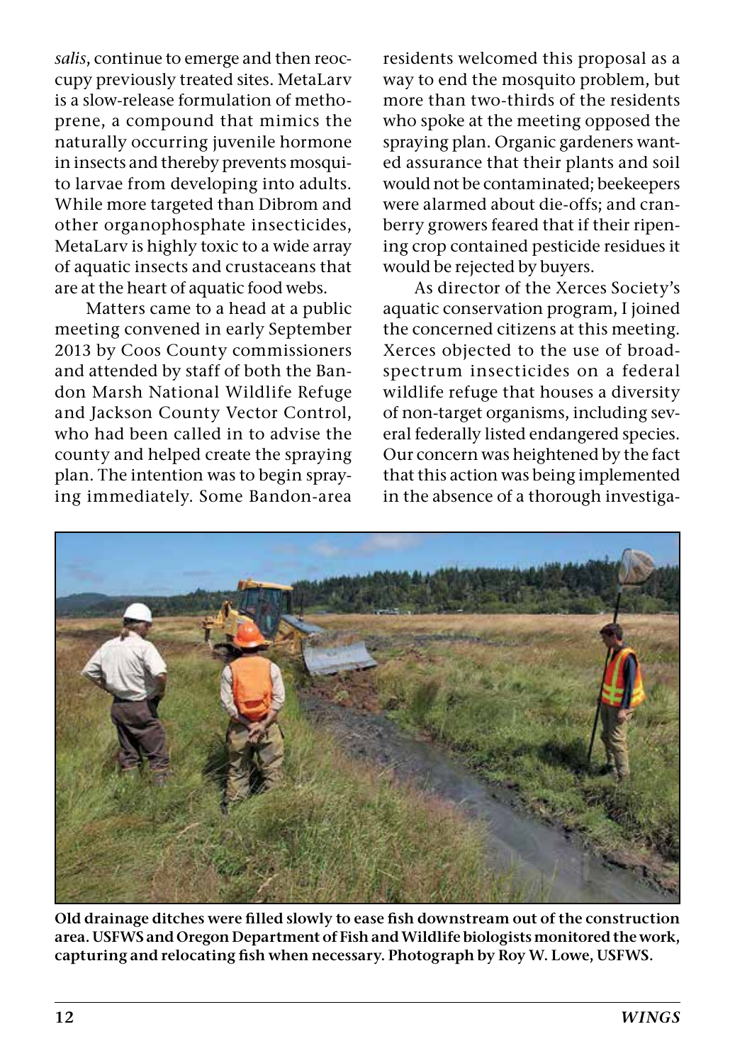*salis*, continue to emerge and then reoccupy previously treated sites. MetaLarv is a slow-release formulation of methoprene, a compound that mimics the naturally occurring juvenile hormone in insects and thereby prevents mosquito larvae from developing into adults. While more targeted than Dibrom and other organophosphate insecticides, MetaLarv is highly toxic to a wide array of aquatic insects and crustaceans that are at the heart of aquatic food webs.

Matters came to a head at a public meeting convened in early September 2013 by Coos County commissioners and attended by staff of both the Bandon Marsh National Wildlife Refuge and Jackson County Vector Control, who had been called in to advise the county and helped create the spraying plan. The intention was to begin spraying immediately. Some Bandon-area residents welcomed this proposal as a way to end the mosquito problem, but more than two-thirds of the residents who spoke at the meeting opposed the spraying plan. Organic gardeners wanted assurance that their plants and soil would not be contaminated; beekeepers were alarmed about die-offs; and cranberry growers feared that if their ripening crop contained pesticide residues it would be rejected by buyers.

As director of the Xerces Society's aquatic conservation program, I joined the concerned citizens at this meeting. Xerces objected to the use of broad-spectrum insecticides on a federal wildlife refuge that houses a diversity of non-target organisms, including several federally listed endangered species. Our concern was heightened by the fact that this action was being implemented in the absence of a thorough investiga-

**Old drainage ditches were filled slowly to ease fish downstream out of the construction area. USFWS and Oregon Department of Fish and Wildlife biologists monitored the work, capturing and relocating fish when necessary. Photograph by Roy W. Lowe, USFWS.**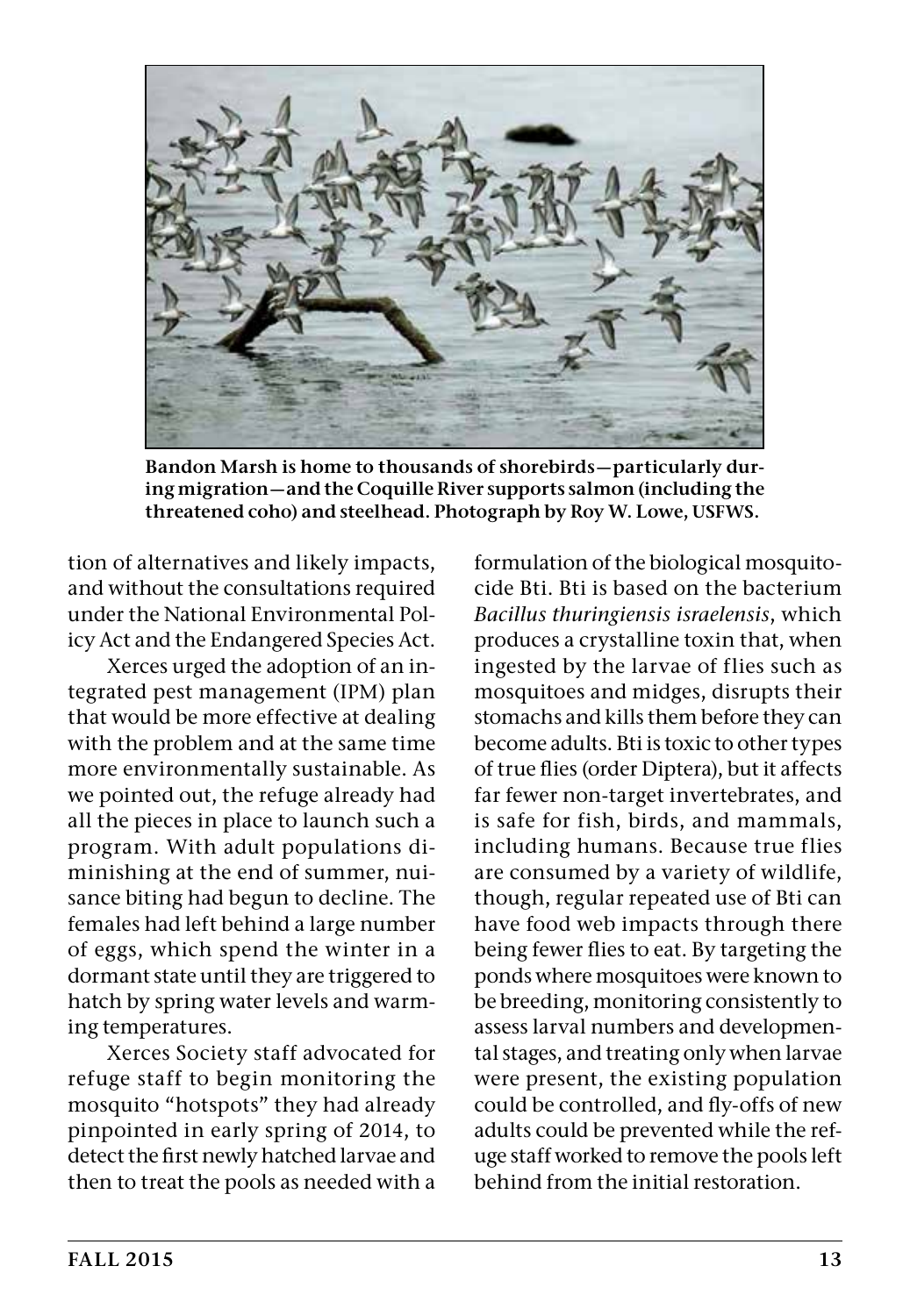**Bandon Marsh is home to thousands of shorebirds—particularly during migration—and the Coquille River supports salmon (including the threatened coho) and steelhead. Photograph by Roy W. Lowe, USFWS.**

tion of alternatives and likely impacts, and without the consultations required under the National Environmental Policy Act and the Endangered Species Act.

Xerces urged the adoption of an integrated pest management (IPM) plan that would be more effective at dealing with the problem and at the same time more environmentally sustainable. As we pointed out, the refuge already had all the pieces in place to launch such a program. With adult populations diminishing at the end of summer, nuisance biting had begun to decline. The females had left behind a large number of eggs, which spend the winter in a dormant state until they are triggered to hatch by spring water levels and warming temperatures.

Xerces Society staff advocated for refuge staff to begin monitoring the mosquito "hotspots" they had already pinpointed in early spring of 2014, to detect the first newly hatched larvae and then to treat the pools as needed with a formulation of the biological mosquitocide Bti. Bti is based on the bacterium *Bacillus thuringiensis israelensis*, which produces a crystalline toxin that, when ingested by the larvae of flies such as mosquitoes and midges, disrupts their stomachs and kills them before they can become adults. Bti is toxic to other types of true flies (order Diptera), but it affects far fewer non-target invertebrates, and is safe for fish, birds, and mammals, including humans. Because true flies are consumed by a variety of wildlife, though, regular repeated use of Bti can have food web impacts through there being fewer flies to eat. By targeting the ponds where mosquitoes were known to be breeding, monitoring consistently to assess larval numbers and developmental stages, and treating only when larvae were present, the existing population could be controlled, and fly-offs of new adults could be prevented while the refuge staff worked to remove the pools left behind from the initial restoration.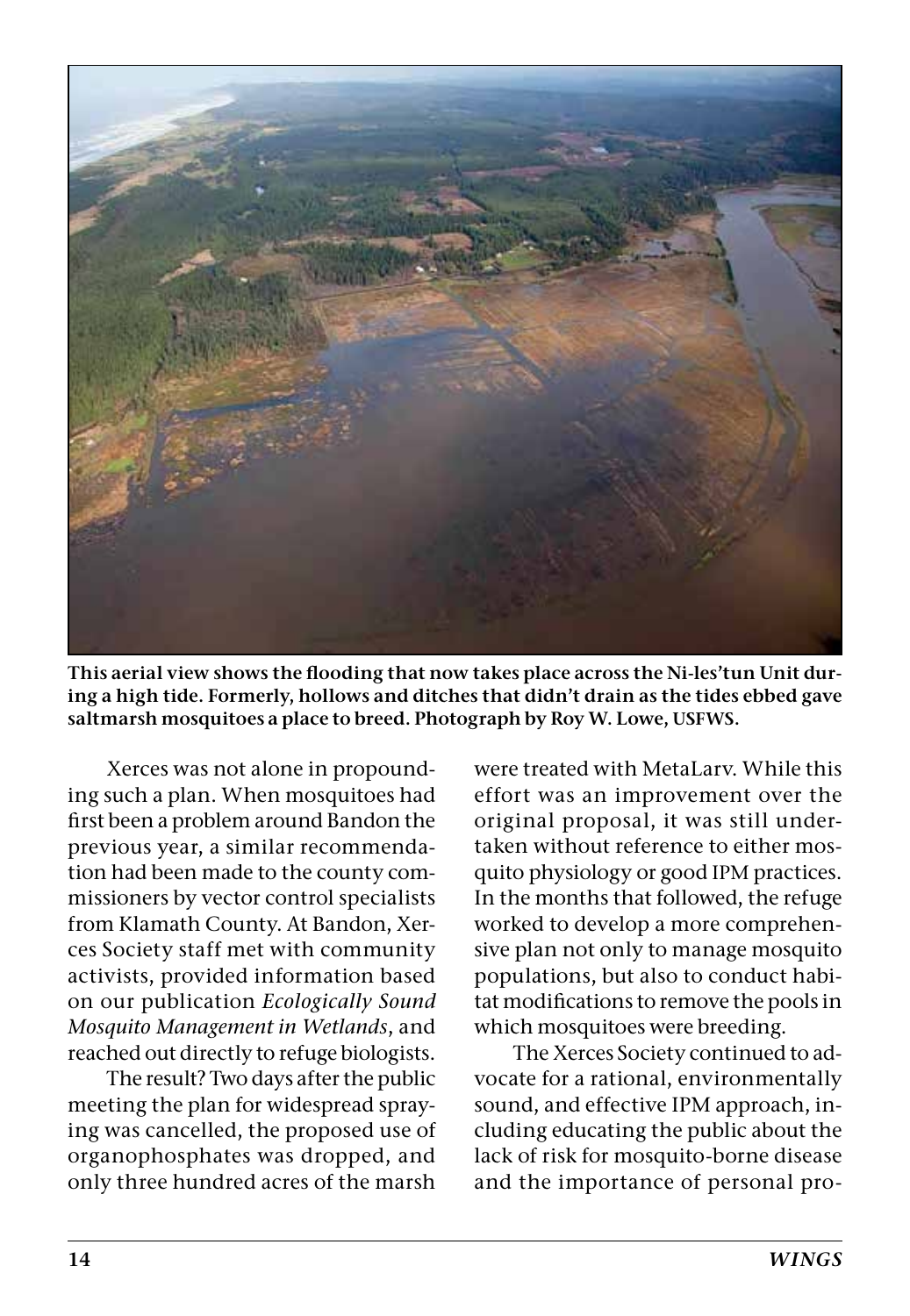**This aerial view shows the flooding that now takes place across the Ni-les'tun Unit during a high tide. Formerly, hollows and ditches that didn't drain as the tides ebbed gave saltmarsh mosquitoes a place to breed. Photograph by Roy W. Lowe, USFWS.**

Xerces was not alone in propounding such a plan. When mosquitoes had first been a problem around Bandon the previous year, a similar recommendation had been made to the county commissioners by vector control specialists from Klamath County. At Bandon, Xerces Society staff met with community activists, provided information based on our publication *Ecologically Sound Mosquito Management in Wetlands*, and reached out directly to refuge biologists.

The result? Two days after the public meeting the plan for widespread spraying was cancelled, the proposed use of organophosphates was dropped, and only three hundred acres of the marsh were treated with MetaLarv. While this effort was an improvement over the original proposal, it was still undertaken without reference to either mosquito physiology or good IPM practices. In the months that followed, the refuge worked to develop a more comprehensive plan not only to manage mosquito populations, but also to conduct habitat modifications to remove the pools in which mosquitoes were breeding.

The Xerces Society continued to advocate for a rational, environmentally sound, and effective IPM approach, including educating the public about the lack of risk for mosquito-borne disease and the importance of personal pro-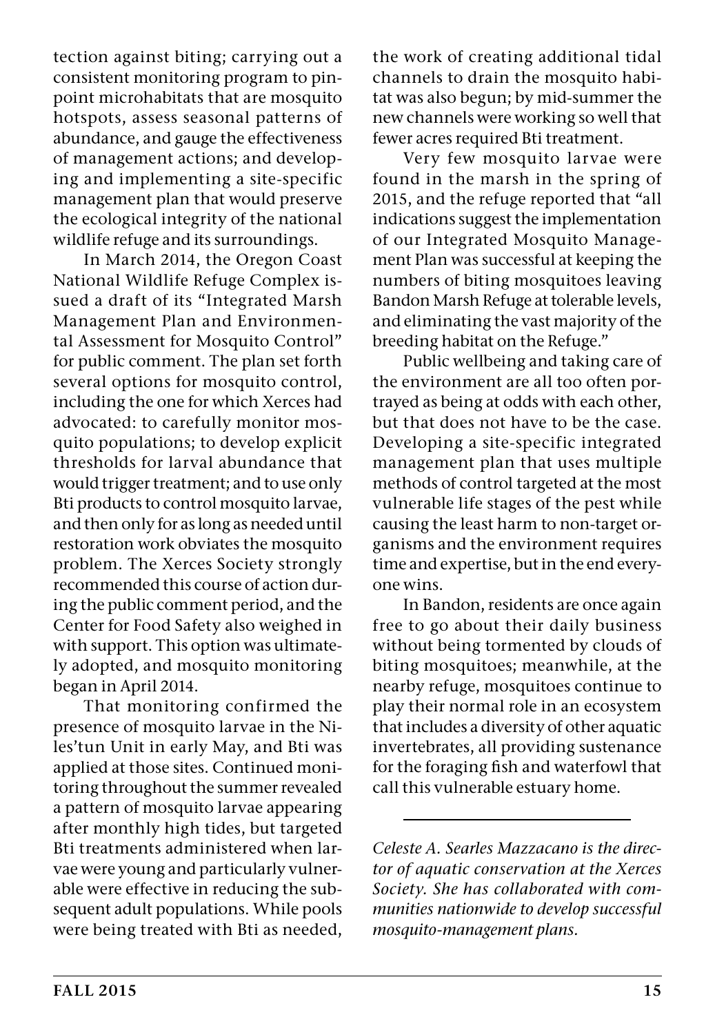tection against biting; carrying out a consistent monitoring program to pinpoint microhabitats that are mosquito hotspots, assess seasonal patterns of abundance, and gauge the effectiveness of management actions; and developing and implementing a site-specific management plan that would preserve the ecological integrity of the national wildlife refuge and its surroundings.

In March 2014, the Oregon Coast National Wildlife Refuge Complex issued a draft of its "Integrated Marsh Management Plan and Environmental Assessment for Mosquito Control" for public comment. The plan set forth several options for mosquito control, including the one for which Xerces had advocated: to carefully monitor mosquito populations; to develop explicit thresholds for larval abundance that would trigger treatment; and to use only Bti products to control mosquito larvae, and then only for as long as needed until restoration work obviates the mosquito problem. The Xerces Society strongly recommended this course of action during the public comment period, and the Center for Food Safety also weighed in with support. This option was ultimately adopted, and mosquito monitoring began in April 2014.

That monitoring confirmed the presence of mosquito larvae in the Niles'tun Unit in early May, and Bti was applied at those sites. Continued monitoring throughout the summer revealed a pattern of mosquito larvae appearing after monthly high tides, but targeted Bti treatments administered when larvae were young and particularly vulnerable were effective in reducing the subsequent adult populations. While pools were being treated with Bti as needed, the work of creating additional tidal channels to drain the mosquito habitat was also begun; by mid-summer the new channels were working so well that fewer acres required Bti treatment.

Very few mosquito larvae were found in the marsh in the spring of 2015, and the refuge reported that "all indications suggest the implementation of our Integrated Mosquito Management Plan was successful at keeping the numbers of biting mosquitoes leaving Bandon Marsh Refuge at tolerable levels, and eliminating the vast majority of the breeding habitat on the Refuge."

Public wellbeing and taking care of the environment are all too often portrayed as being at odds with each other, but that does not have to be the case. Developing a site-specific integrated management plan that uses multiple methods of control targeted at the most vulnerable life stages of the pest while causing the least harm to non-target organisms and the environment requires time and expertise, but in the end everyone wins.

In Bandon, residents are once again free to go about their daily business without being tormented by clouds of biting mosquitoes; meanwhile, at the nearby refuge, mosquitoes continue to play their normal role in an ecosystem that includes a diversity of other aquatic invertebrates, all providing sustenance for the foraging fish and waterfowl that call this vulnerable estuary home.

---

*Celeste A. Searles Mazzacano is the director of aquatic conservation at the Xerces Society. She has collaborated with communities nationwide to develop successful mosquito-management plans.*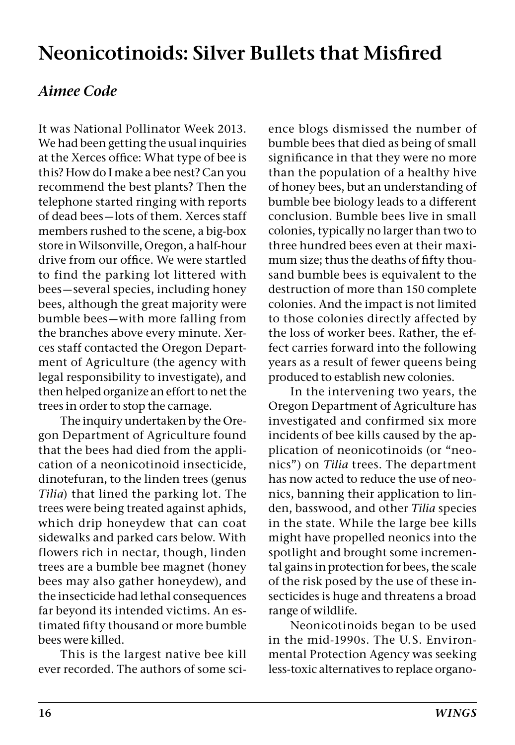# Neonicotinoids: Silver Bullets that Misfired

## *Aimee Code*

It was National Pollinator Week 2013. We had been getting the usual inquiries at the Xerces office: What type of bee is this? How do I make a bee nest? Can you recommend the best plants? Then the telephone started ringing with reports of dead bees—lots of them. Xerces staff members rushed to the scene, a big-box store in Wilsonville, Oregon, a half-hour drive from our office. We were startled to find the parking lot littered with bees—several species, including honey bees, although the great majority were bumble bees—with more falling from the branches above every minute. Xerces staff contacted the Oregon Department of Agriculture (the agency with legal responsibility to investigate), and then helped organize an effort to net the trees in order to stop the carnage.

The inquiry undertaken by the Oregon Department of Agriculture found that the bees had died from the application of a neonicotinoid insecticide, dinotefuran, to the linden trees (genus *Tilia*) that lined the parking lot. The trees were being treated against aphids, which drip honeydew that can coat sidewalks and parked cars below. With flowers rich in nectar, though, linden trees are a bumble bee magnet (honey bees may also gather honeydew), and the insecticide had lethal consequences far beyond its intended victims. An estimated fifty thousand or more bumble bees were killed.

This is the largest native bee kill ever recorded. The authors of some science blogs dismissed the number of bumble bees that died as being of small significance in that they were no more than the population of a healthy hive of honey bees, but an understanding of bumble bee biology leads to a different conclusion. Bumble bees live in small colonies, typically no larger than two to three hundred bees even at their maximum size; thus the deaths of fifty thousand bumble bees is equivalent to the destruction of more than 150 complete colonies. And the impact is not limited to those colonies directly affected by the loss of worker bees. Rather, the effect carries forward into the following years as a result of fewer queens being produced to establish new colonies.

In the intervening two years, the Oregon Department of Agriculture has investigated and confirmed six more incidents of bee kills caused by the application of neonicotinoids (or "neonics") on *Tilia* trees. The department has now acted to reduce the use of neonics, banning their application to linden, basswood, and other *Tilia* species in the state. While the large bee kills might have propelled neonics into the spotlight and brought some incremental gains in protection for bees, the scale of the risk posed by the use of these insecticides is huge and threatens a broad range of wildlife.

Neonicotinoids began to be used in the mid-1990s. The U.S. Environmental Protection Agency was seeking less-toxic alternatives to replace organo-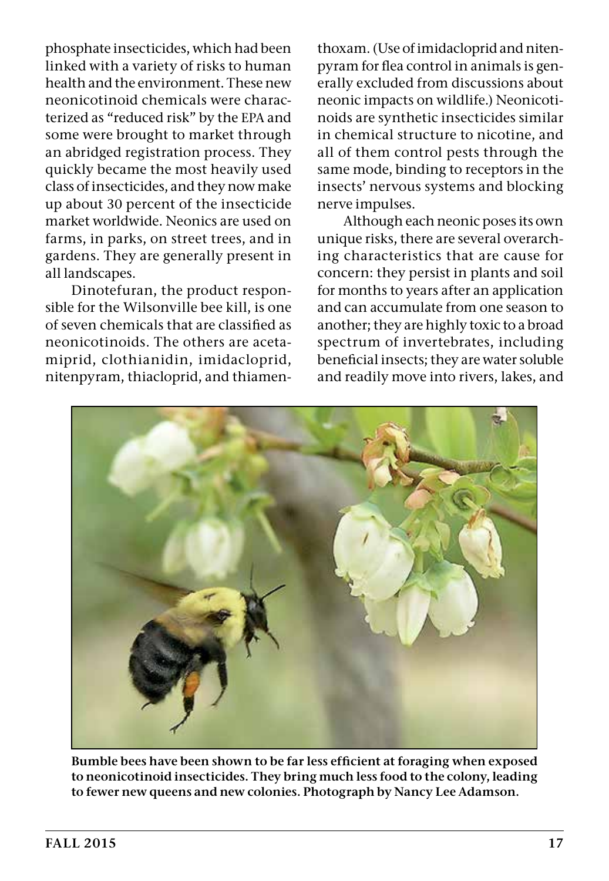phosphate insecticides, which had been linked with a variety of risks to human health and the environment. These new neonicotinoid chemicals were characterized as "reduced risk" by the EPA and some were brought to market through an abridged registration process. They quickly became the most heavily used class of insecticides, and they now make up about 30 percent of the insecticide market worldwide. Neonics are used on farms, in parks, on street trees, and in gardens. They are generally present in all landscapes.

Dinotefuran, the product responsible for the Wilsonville bee kill, is one of seven chemicals that are classified as neonicotinoids. The others are acetamiprid, clothianidin, imidacloprid, nitenpyram, thiacloprid, and thiamethoxam. (Use of imidacloprid and nitenpyram for flea control in animals is generally excluded from discussions about neonic impacts on wildlife.) Neonicotinoids are synthetic insecticides similar in chemical structure to nicotine, and all of them control pests through the same mode, binding to receptors in the insects' nervous systems and blocking nerve impulses.

Although each neonic poses its own unique risks, there are several overarching characteristics that are cause for concern: they persist in plants and soil for months to years after an application and can accumulate from one season to another; they are highly toxic to a broad spectrum of invertebrates, including beneficial insects; they are water soluble and readily move into rivers, lakes, and

**Bumble bees have been shown to be far less efficient at foraging when exposed to neonicotinoid insecticides. They bring much less food to the colony, leading to fewer new queens and new colonies. Photograph by Nancy Lee Adamson.**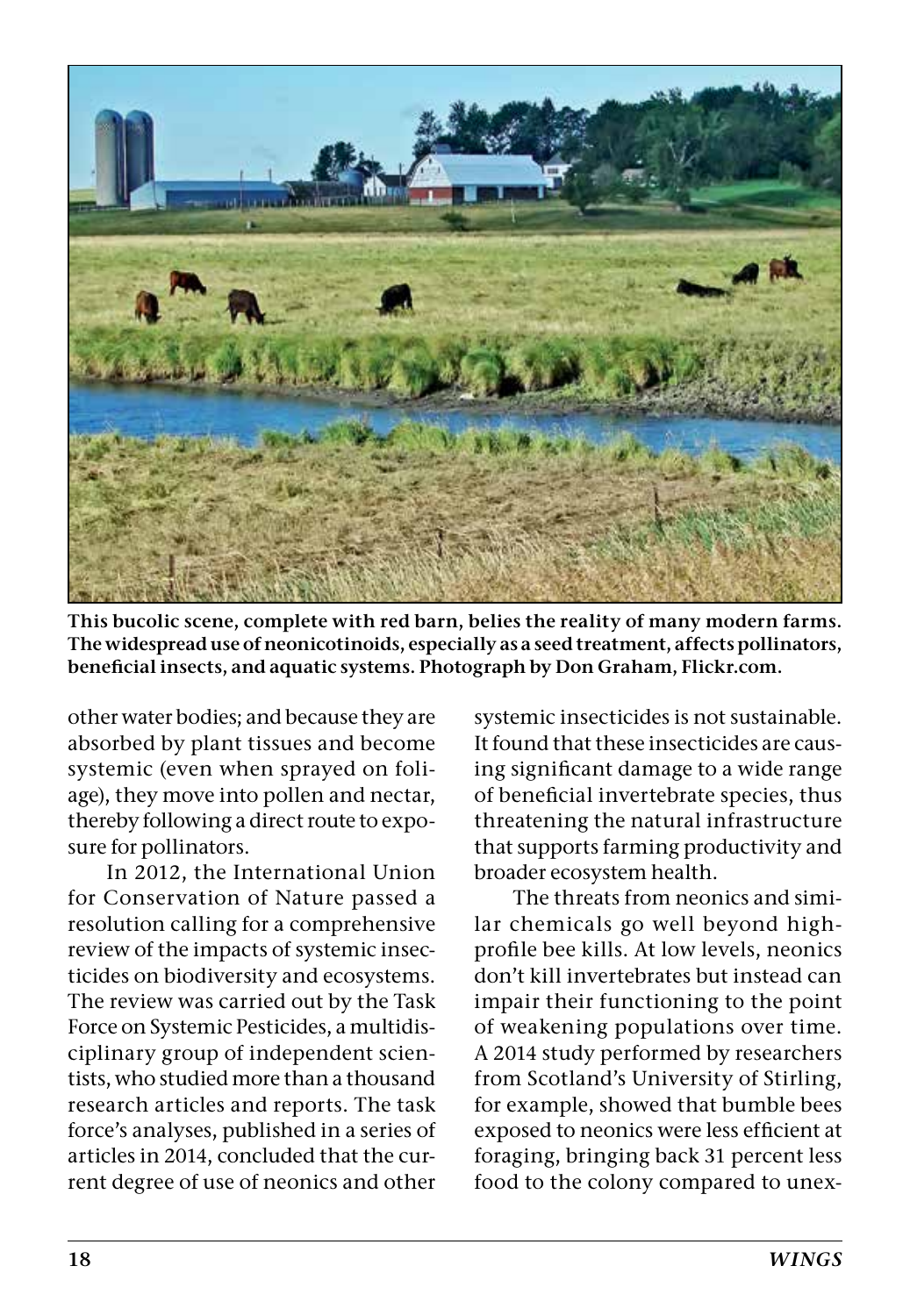**This bucolic scene, complete with red barn, belies the reality of many modern farms. The widespread use of neonicotinoids, especially as a seed treatment, affects pollinators, beneficial insects, and aquatic systems. Photograph by Don Graham, Flickr.com.**

other water bodies; and because they are absorbed by plant tissues and become systemic (even when sprayed on foliage), they move into pollen and nectar, thereby following a direct route to exposure for pollinators.

In 2012, the International Union for Conservation of Nature passed a resolution calling for a comprehensive review of the impacts of systemic insecticides on biodiversity and ecosystems. The review was carried out by the Task Force on Systemic Pesticides, a multidisciplinary group of independent scientists, who studied more than a thousand research articles and reports. The task force's analyses, published in a series of articles in 2014, concluded that the current degree of use of neonics and other systemic insecticides is not sustainable. It found that these insecticides are causing significant damage to a wide range of beneficial invertebrate species, thus threatening the natural infrastructure that supports farming productivity and broader ecosystem health.

The threats from neonics and similar chemicals go well beyond high-profile bee kills. At low levels, neonics don't kill invertebrates but instead can impair their functioning to the point of weakening populations over time. A 2014 study performed by researchers from Scotland's University of Stirling, for example, showed that bumble bees exposed to neonics were less efficient at foraging, bringing back 31 percent less food to the colony compared to unex-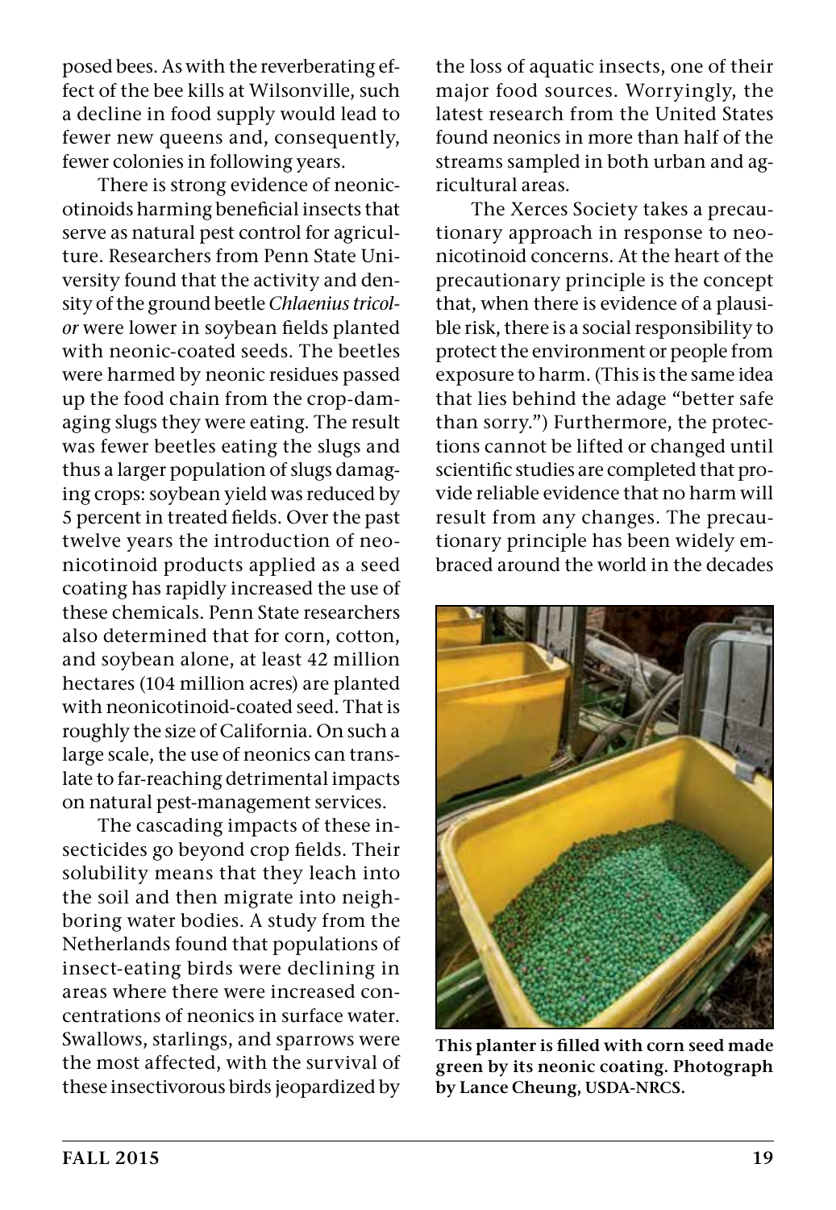posed bees. As with the reverberating effect of the bee kills at Wilsonville, such a decline in food supply would lead to fewer new queens and, consequently, fewer colonies in following years.

There is strong evidence of neonicotinoids harming beneficial insects that serve as natural pest control for agriculture. Researchers from Penn State University found that the activity and density of the ground beetle *Chlaenius tricolor* were lower in soybean fields planted with neonic-coated seeds. The beetles were harmed by neonic residues passed up the food chain from the crop-damaging slugs they were eating. The result was fewer beetles eating the slugs and thus a larger population of slugs damaging crops: soybean yield was reduced by 5 percent in treated fields. Over the past twelve years the introduction of neonicotinoid products applied as a seed coating has rapidly increased the use of these chemicals. Penn State researchers also determined that for corn, cotton, and soybean alone, at least 42 million hectares (104 million acres) are planted with neonicotinoid-coated seed. That is roughly the size of California. On such a large scale, the use of neonics can translate to far-reaching detrimental impacts on natural pest-management services.

The cascading impacts of these insecticides go beyond crop fields. Their solubility means that they leach into the soil and then migrate into neighboring water bodies. A study from the Netherlands found that populations of insect-eating birds were declining in areas where there were increased concentrations of neonics in surface water. Swallows, starlings, and sparrows were the most affected, with the survival of these insectivorous birds jeopardized by the loss of aquatic insects, one of their major food sources. Worryingly, the latest research from the United States found neonics in more than half of the streams sampled in both urban and agricultural areas.

The Xerces Society takes a precautionary approach in response to neonicotinoid concerns. At the heart of the precautionary principle is the concept that, when there is evidence of a plausible risk, there is a social responsibility to protect the environment or people from exposure to harm. (This is the same idea that lies behind the adage "better safe than sorry.") Furthermore, the protections cannot be lifted or changed until scientific studies are completed that provide reliable evidence that no harm will result from any changes. The precautionary principle has been widely embraced around the world in the decades

**This planter is filled with corn seed made green by its neonic coating. Photograph by Lance Cheung, USDA-NRCS.**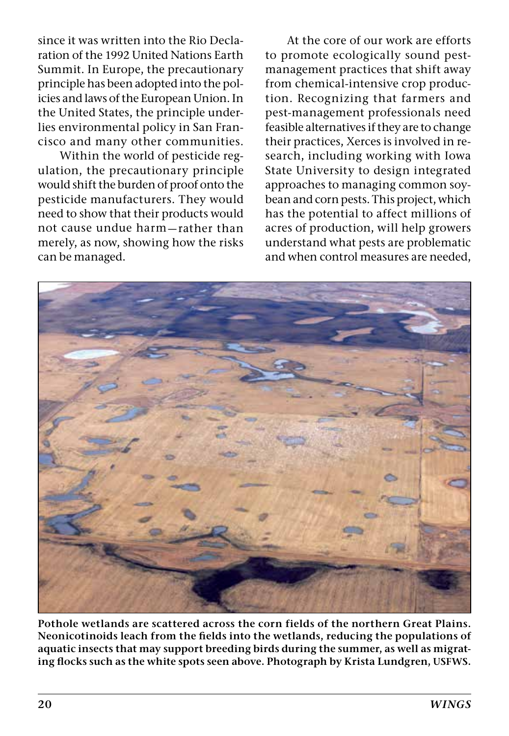since it was written into the Rio Declaration of the 1992 United Nations Earth Summit. In Europe, the precautionary principle has been adopted into the policies and laws of the European Union. In the United States, the principle underlies environmental policy in San Francisco and many other communities.

Within the world of pesticide regulation, the precautionary principle would shift the burden of proof onto the pesticide manufacturers. They would need to show that their products would not cause undue harm—rather than merely, as now, showing how the risks can be managed.

At the core of our work are efforts to promote ecologically sound pest-management practices that shift away from chemical-intensive crop production. Recognizing that farmers and pest-management professionals need feasible alternatives if they are to change their practices, Xerces is involved in research, including working with Iowa State University to design integrated approaches to managing common soybean and corn pests. This project, which has the potential to affect millions of acres of production, will help growers understand what pests are problematic and when control measures are needed,

**Pothole wetlands are scattered across the corn fields of the northern Great Plains. Neonicotinoids leach from the fields into the wetlands, reducing the populations of aquatic insects that may support breeding birds during the summer, as well as migrating flocks such as the white spots seen above. Photograph by Krista Lundgren, USFWS.**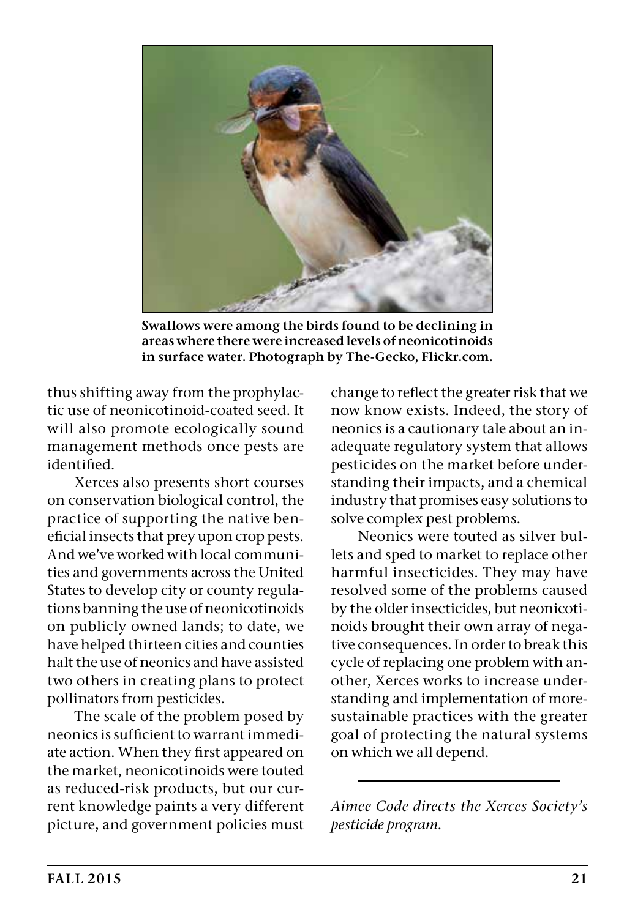**Swallows were among the birds found to be declining in areas where there were increased levels of neonicotinoids in surface water. Photograph by The-Gecko, Flickr.com.**

thus shifting away from the prophylactic use of neonicotinoid-coated seed. It will also promote ecologically sound management methods once pests are identified.

Xerces also presents short courses on conservation biological control, the practice of supporting the native beneficial insects that prey upon crop pests. And we've worked with local communities and governments across the United States to develop city or county regulations banning the use of neonicotinoids on publicly owned lands; to date, we have helped thirteen cities and counties halt the use of neonics and have assisted two others in creating plans to protect pollinators from pesticides.

The scale of the problem posed by neonics is sufficient to warrant immediate action. When they first appeared on the market, neonicotinoids were touted as reduced-risk products, but our current knowledge paints a very different picture, and government policies must change to reflect the greater risk that we now know exists. Indeed, the story of neonics is a cautionary tale about an inadequate regulatory system that allows pesticides on the market before understanding their impacts, and a chemical industry that promises easy solutions to solve complex pest problems.

Neonics were touted as silver bullets and sped to market to replace other harmful insecticides. They may have resolved some of the problems caused by the older insecticides, but neonicotinoids brought their own array of negative consequences. In order to break this cycle of replacing one problem with another, Xerces works to increase understanding and implementation of more-sustainable practices with the greater goal of protecting the natural systems on which we all depend.

---

*Aimee Code directs the Xerces Society's pesticide program.*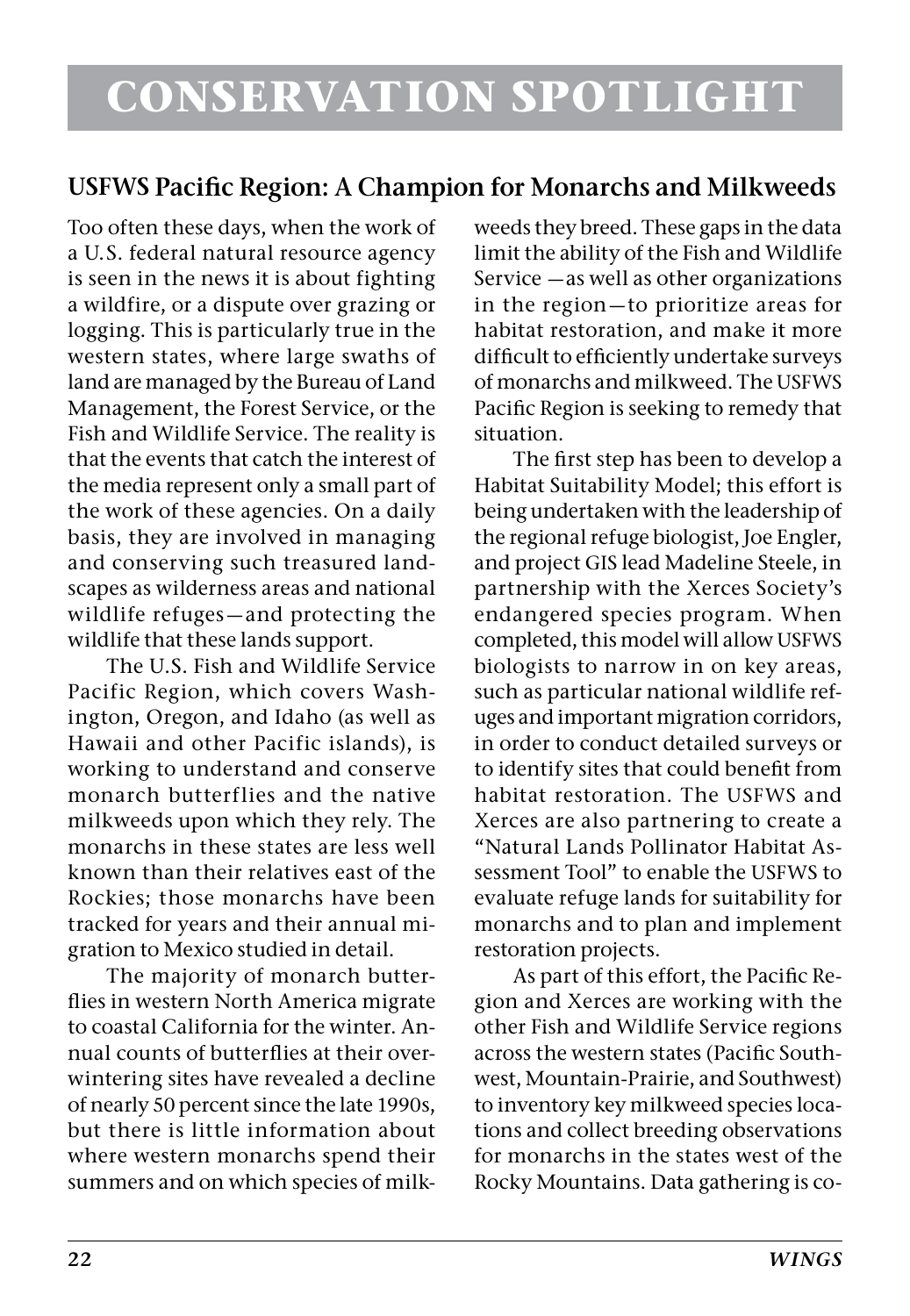# CONSERVATION SPOTLIGHT

## USFWS Pacific Region: A Champion for Monarchs and Milkweeds

Too often these days, when the work of a U.S. federal natural resource agency is seen in the news it is about fighting a wildfire, or a dispute over grazing or logging. This is particularly true in the western states, where large swaths of land are managed by the Bureau of Land Management, the Forest Service, or the Fish and Wildlife Service. The reality is that the events that catch the interest of the media represent only a small part of the work of these agencies. On a daily basis, they are involved in managing and conserving such treasured landscapes as wilderness areas and national wildlife refuges—and protecting the wildlife that these lands support.

The U.S. Fish and Wildlife Service Pacific Region, which covers Washington, Oregon, and Idaho (as well as Hawaii and other Pacific islands), is working to understand and conserve monarch butterflies and the native milkweeds upon which they rely. The monarchs in these states are less well known than their relatives east of the Rockies; those monarchs have been tracked for years and their annual migration to Mexico studied in detail.

The majority of monarch butterflies in western North America migrate to coastal California for the winter. Annual counts of butterflies at their overwintering sites have revealed a decline of nearly 50 percent since the late 1990s, but there is little information about where western monarchs spend their summers and on which species of milkweeds they breed. These gaps in the data limit the ability of the Fish and Wildlife Service —as well as other organizations in the region—to prioritize areas for habitat restoration, and make it more difficult to efficiently undertake surveys of monarchs and milkweed. The USFWS Pacific Region is seeking to remedy that situation.

The first step has been to develop a Habitat Suitability Model; this effort is being undertaken with the leadership of the regional refuge biologist, Joe Engler, and project GIS lead Madeline Steele, in partnership with the Xerces Society's endangered species program. When completed, this model will allow USFWS biologists to narrow in on key areas, such as particular national wildlife refuges and important migration corridors, in order to conduct detailed surveys or to identify sites that could benefit from habitat restoration. The USFWS and Xerces are also partnering to create a "Natural Lands Pollinator Habitat Assessment Tool" to enable the USFWS to evaluate refuge lands for suitability for monarchs and to plan and implement restoration projects.

As part of this effort, the Pacific Region and Xerces are working with the other Fish and Wildlife Service regions across the western states (Pacific Southwest, Mountain-Prairie, and Southwest) to inventory key milkweed species locations and collect breeding observations for monarchs in the states west of the Rocky Mountains. Data gathering is co-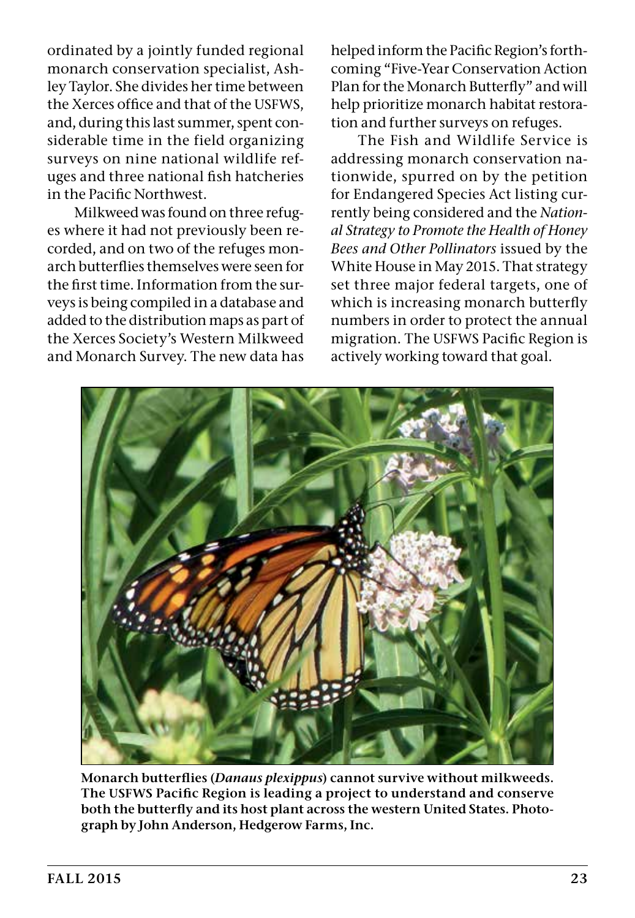ordinated by a jointly funded regional monarch conservation specialist, Ashley Taylor. She divides her time between the Xerces office and that of the USFWS, and, during this last summer, spent considerable time in the field organizing surveys on nine national wildlife refuges and three national fish hatcheries in the Pacific Northwest.

Milkweed was found on three refuges where it had not previously been recorded, and on two of the refuges monarch butterflies themselves were seen for the first time. Information from the surveys is being compiled in a database and added to the distribution maps as part of the Xerces Society's Western Milkweed and Monarch Survey. The new data has helped inform the Pacific Region's forthcoming "Five-Year Conservation Action Plan for the Monarch Butterfly" and will help prioritize monarch habitat restoration and further surveys on refuges.

The Fish and Wildlife Service is addressing monarch conservation nationwide, spurred on by the petition for Endangered Species Act listing currently being considered and the *National Strategy to Promote the Health of Honey Bees and Other Pollinators* issued by the White House in May 2015. That strategy set three major federal targets, one of which is increasing monarch butterfly numbers in order to protect the annual migration. The USFWS Pacific Region is actively working toward that goal.

**Monarch butterflies (*Danaus plexippus*) cannot survive without milkweeds. The USFWS Pacific Region is leading a project to understand and conserve both the butterfly and its host plant across the western United States. Photograph by John Anderson, Hedgerow Farms, Inc.**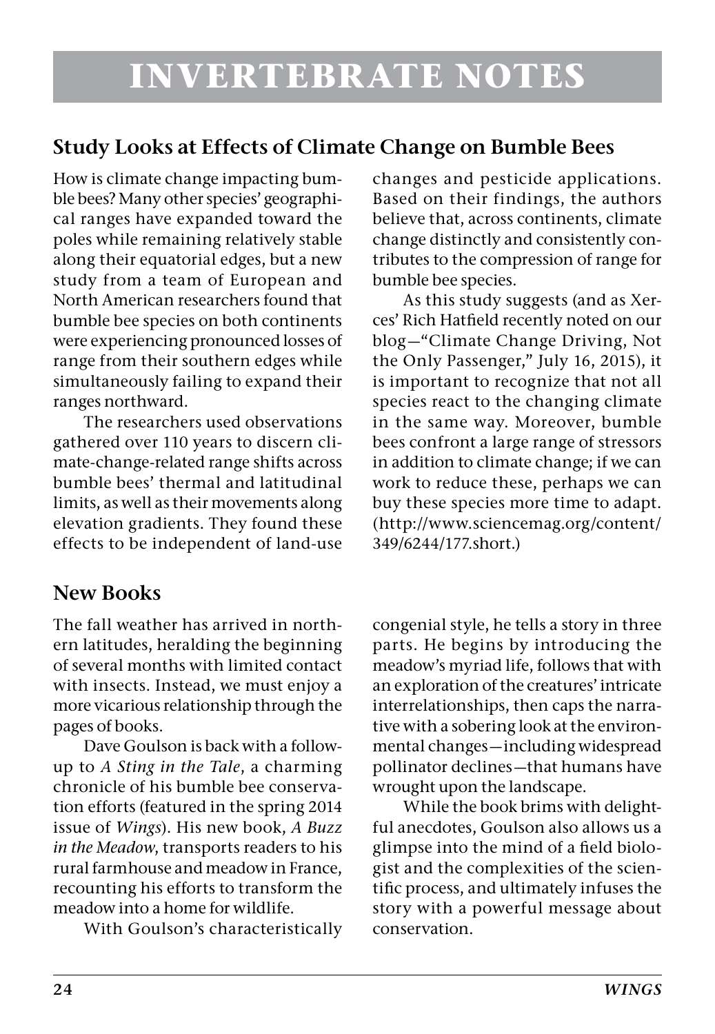# INVERTEBRATE NOTES

## Study Looks at Effects of Climate Change on Bumble Bees

How is climate change impacting bumble bees? Many other species' geographical ranges have expanded toward the poles while remaining relatively stable along their equatorial edges, but a new study from a team of European and North American researchers found that bumble bee species on both continents were experiencing pronounced losses of range from their southern edges while simultaneously failing to expand their ranges northward.

The researchers used observations gathered over 110 years to discern climate-change-related range shifts across bumble bees' thermal and latitudinal limits, as well as their movements along elevation gradients. They found these effects to be independent of land-use changes and pesticide applications. Based on their findings, the authors believe that, across continents, climate change distinctly and consistently contributes to the compression of range for bumble bee species.

As this study suggests (and as Xerces' Rich Hatfield recently noted on our blog—"Climate Change Driving, Not the Only Passenger," July 16, 2015), it is important to recognize that not all species react to the changing climate in the same way. Moreover, bumble bees confront a large range of stressors in addition to climate change; if we can work to reduce these, perhaps we can buy these species more time to adapt. (http://www.sciencemag.org/content/349/6244/177.short.)

## New Books

The fall weather has arrived in northern latitudes, heralding the beginning of several months with limited contact with insects. Instead, we must enjoy a more vicarious relationship through the pages of books.

Dave Goulson is back with a follow-up to *A Sting in the Tale*, a charming chronicle of his bumble bee conservation efforts (featured in the spring 2014 issue of *Wings*). His new book, *A Buzz in the Meadow,* transports readers to his rural farmhouse and meadow in France, recounting his efforts to transform the meadow into a home for wildlife.

With Goulson's characteristically congenial style, he tells a story in three parts. He begins by introducing the meadow's myriad life, follows that with an exploration of the creatures' intricate interrelationships, then caps the narrative with a sobering look at the environmental changes—including widespread pollinator declines—that humans have wrought upon the landscape.

While the book brims with delightful anecdotes, Goulson also allows us a glimpse into the mind of a field biologist and the complexities of the scientific process, and ultimately infuses the story with a powerful message about conservation.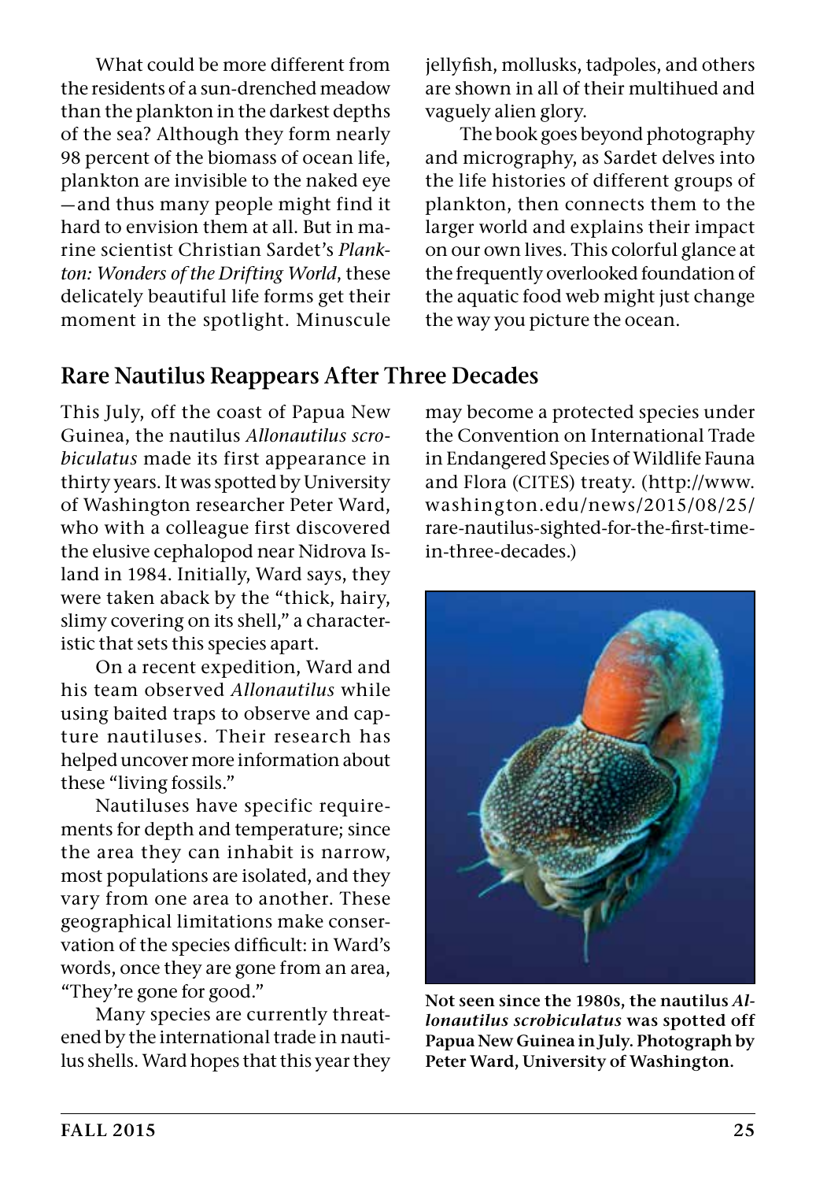What could be more different from the residents of a sun-drenched meadow than the plankton in the darkest depths of the sea? Although they form nearly 98 percent of the biomass of ocean life, plankton are invisible to the naked eye—and thus many people might find it hard to envision them at all. But in marine scientist Christian Sardet's *Plankton: Wonders of the Drifting World*, these delicately beautiful life forms get their moment in the spotlight. Minuscule jellyfish, mollusks, tadpoles, and others are shown in all of their multihued and vaguely alien glory.

The book goes beyond photography and micrography, as Sardet delves into the life histories of different groups of plankton, then connects them to the larger world and explains their impact on our own lives. This colorful glance at the frequently overlooked foundation of the aquatic food web might just change the way you picture the ocean.

## Rare Nautilus Reappears After Three Decades

This July, off the coast of Papua New Guinea, the nautilus *Allonautilus scrobiculatus* made its first appearance in thirty years. It was spotted by University of Washington researcher Peter Ward, who with a colleague first discovered the elusive cephalopod near Nidrova Island in 1984. Initially, Ward says, they were taken aback by the "thick, hairy, slimy covering on its shell," a characteristic that sets this species apart.

On a recent expedition, Ward and his team observed *Allonautilus* while using baited traps to observe and capture nautiluses. Their research has helped uncover more information about these "living fossils."

Nautiluses have specific requirements for depth and temperature; since the area they can inhabit is narrow, most populations are isolated, and they vary from one area to another. These geographical limitations make conservation of the species difficult: in Ward's words, once they are gone from an area, "They're gone for good."

Many species are currently threatened by the international trade in nautilus shells. Ward hopes that this year they may become a protected species under the Convention on International Trade in Endangered Species of Wildlife Fauna and Flora (CITES) treaty. (http://www.washington.edu/news/2015/08/25/rare-nautilus-sighted-for-the-first-time-in-three-decades.)

**Not seen since the 1980s, the nautilus *Allonautilus scrobiculatus* was spotted off Papua New Guinea in July. Photograph by Peter Ward, University of Washington.**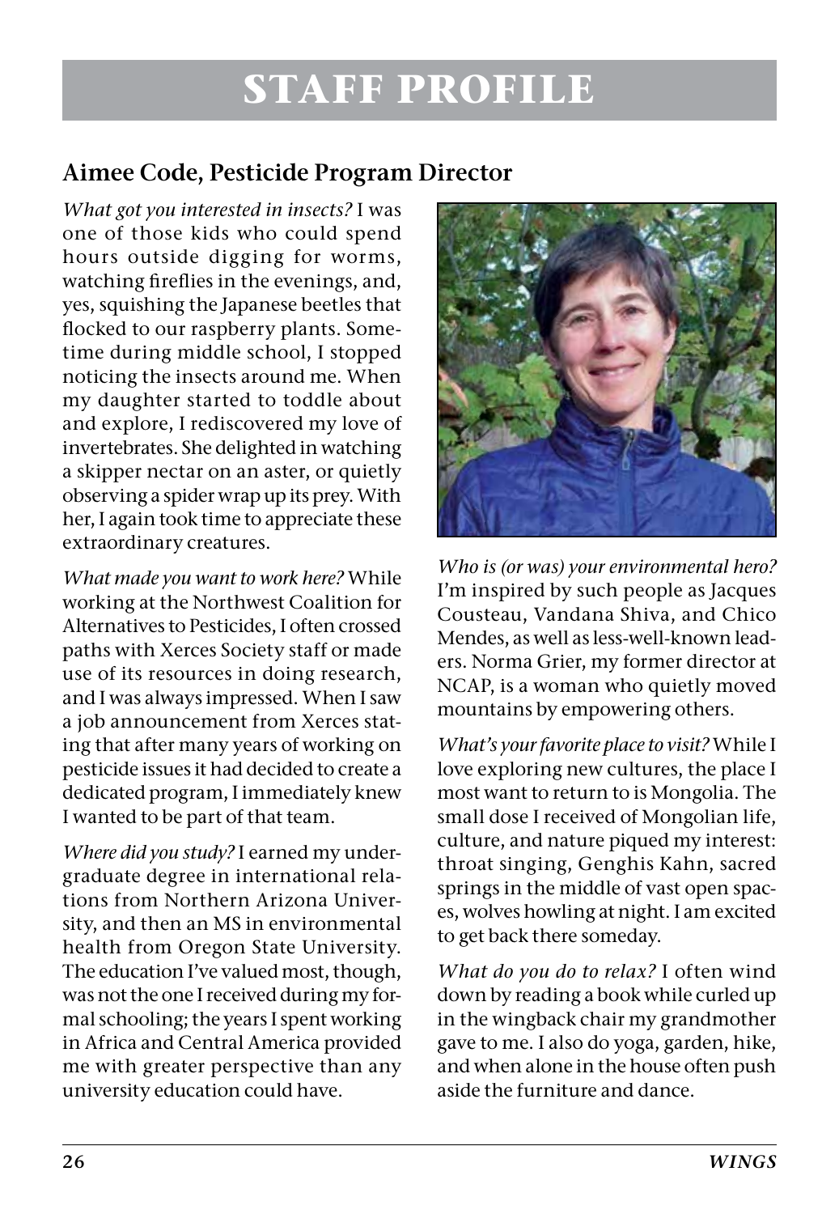# STAFF PROFILE

## Aimee Code, Pesticide Program Director

*What got you interested in insects?* I was one of those kids who could spend hours outside digging for worms, watching fireflies in the evenings, and, yes, squishing the Japanese beetles that flocked to our raspberry plants. Sometime during middle school, I stopped noticing the insects around me. When my daughter started to toddle about and explore, I rediscovered my love of invertebrates. She delighted in watching a skipper nectar on an aster, or quietly observing a spider wrap up its prey. With her, I again took time to appreciate these extraordinary creatures.

*What made you want to work here?* While working at the Northwest Coalition for Alternatives to Pesticides, I often crossed paths with Xerces Society staff or made use of its resources in doing research, and I was always impressed. When I saw a job announcement from Xerces stating that after many years of working on pesticide issues it had decided to create a dedicated program, I immediately knew I wanted to be part of that team.

*Where did you study?* I earned my undergraduate degree in international relations from Northern Arizona University, and then an MS in environmental health from Oregon State University. The education I've valued most, though, was not the one I received during my formal schooling; the years I spent working in Africa and Central America provided me with greater perspective than any university education could have.

*Who is (or was) your environmental hero?* I'm inspired by such people as Jacques Cousteau, Vandana Shiva, and Chico Mendes, as well as less-well-known leaders. Norma Grier, my former director at NCAP, is a woman who quietly moved mountains by empowering others.

*What's your favorite place to visit?* While I love exploring new cultures, the place I most want to return to is Mongolia. The small dose I received of Mongolian life, culture, and nature piqued my interest: throat singing, Genghis Kahn, sacred springs in the middle of vast open spaces, wolves howling at night. I am excited to get back there someday.

*What do you do to relax?* I often wind down by reading a book while curled up in the wingback chair my grandmother gave to me. I also do yoga, garden, hike, and when alone in the house often push aside the furniture and dance.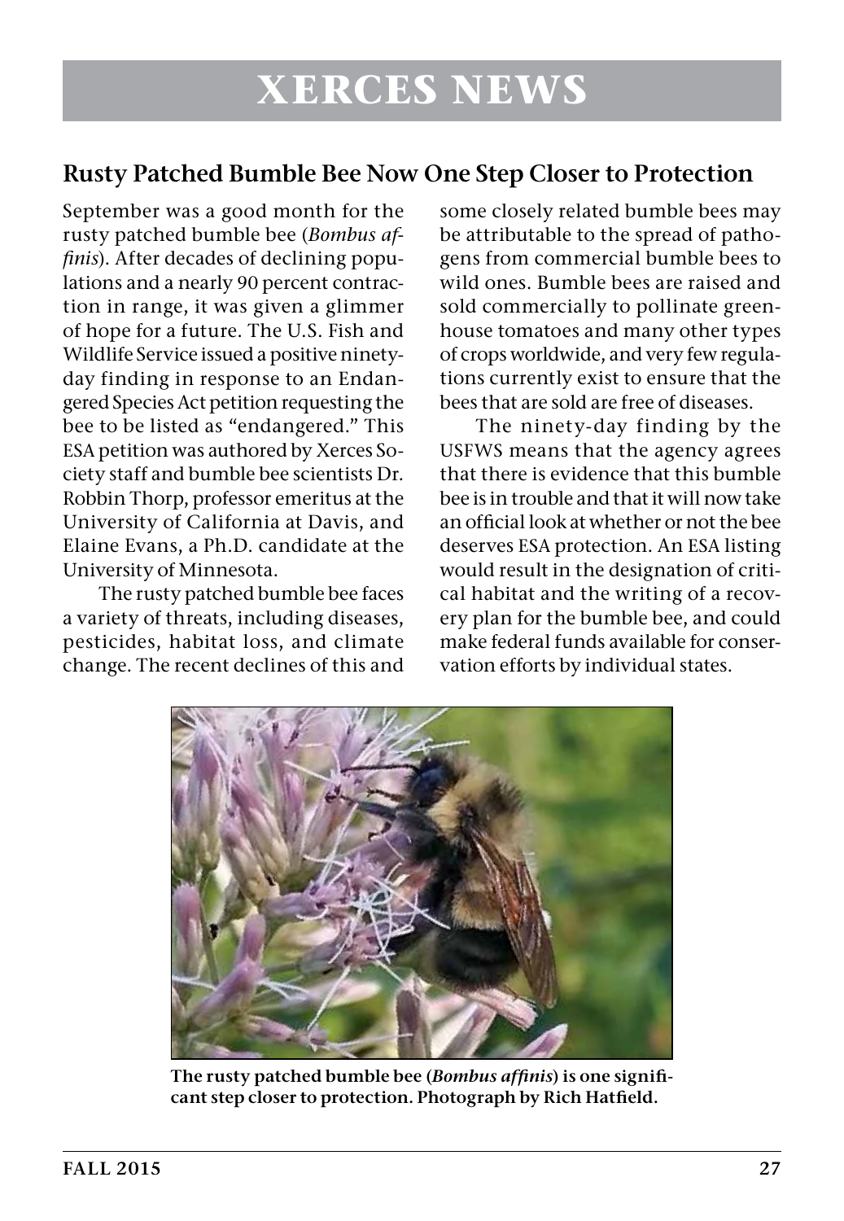# XERCES NEWS

## Rusty Patched Bumble Bee Now One Step Closer to Protection

September was a good month for the rusty patched bumble bee (*Bombus affinis*). After decades of declining populations and a nearly 90 percent contraction in range, it was given a glimmer of hope for a future. The U.S. Fish and Wildlife Service issued a positive ninety-day finding in response to an Endangered Species Act petition requesting the bee to be listed as "endangered." This ESA petition was authored by Xerces Society staff and bumble bee scientists Dr. Robbin Thorp, professor emeritus at the University of California at Davis, and Elaine Evans, a Ph.D. candidate at the University of Minnesota.

The rusty patched bumble bee faces a variety of threats, including diseases, pesticides, habitat loss, and climate change. The recent declines of this and some closely related bumble bees may be attributable to the spread of pathogens from commercial bumble bees to wild ones. Bumble bees are raised and sold commercially to pollinate greenhouse tomatoes and many other types of crops worldwide, and very few regulations currently exist to ensure that the bees that are sold are free of diseases.

The ninety-day finding by the USFWS means that the agency agrees that there is evidence that this bumble bee is in trouble and that it will now take an official look at whether or not the bee deserves ESA protection. An ESA listing would result in the designation of critical habitat and the writing of a recovery plan for the bumble bee, and could make federal funds available for conservation efforts by individual states.

**The rusty patched bumble bee (*Bombus affinis*) is one significant step closer to protection. Photograph by Rich Hatfield.**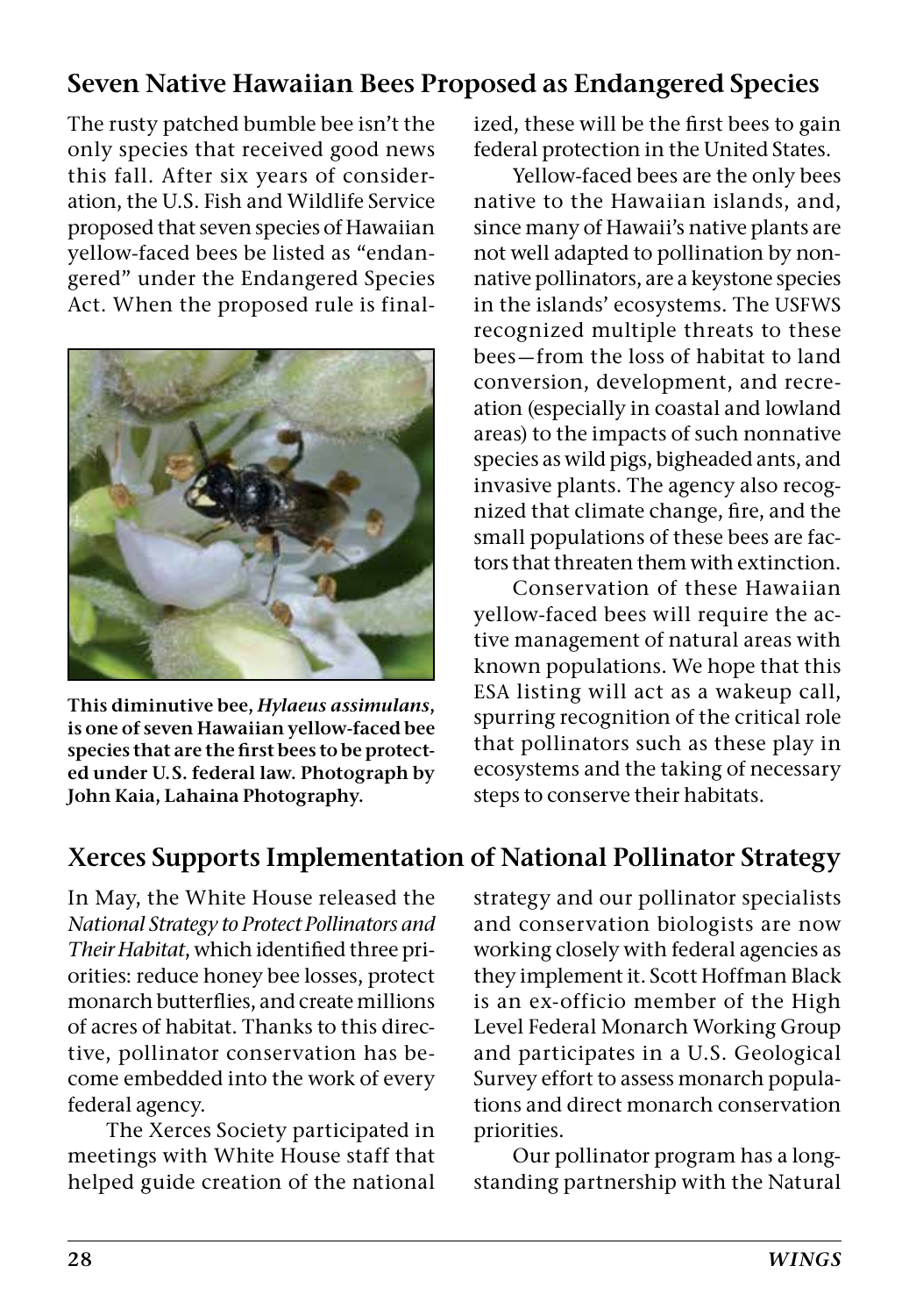## Seven Native Hawaiian Bees Proposed as Endangered Species

The rusty patched bumble bee isn't the only species that received good news this fall. After six years of consideration, the U.S. Fish and Wildlife Service proposed that seven species of Hawaiian yellow-faced bees be listed as "endangered" under the Endangered Species Act. When the proposed rule is finalized, these will be the first bees to gain federal protection in the United States.

**This diminutive bee, *Hylaeus assimulans*, is one of seven Hawaiian yellow-faced bee species that are the first bees to be protected under U.S. federal law. Photograph by John Kaia, Lahaina Photography.**

Yellow-faced bees are the only bees native to the Hawaiian islands, and, since many of Hawaii's native plants are not well adapted to pollination by nonnative pollinators, are a keystone species in the islands' ecosystems. The USFWS recognized multiple threats to these bees—from the loss of habitat to land conversion, development, and recreation (especially in coastal and lowland areas) to the impacts of such nonnative species as wild pigs, bigheaded ants, and invasive plants. The agency also recognized that climate change, fire, and the small populations of these bees are factors that threaten them with extinction.

Conservation of these Hawaiian yellow-faced bees will require the active management of natural areas with known populations. We hope that this ESA listing will act as a wakeup call, spurring recognition of the critical role that pollinators such as these play in ecosystems and the taking of necessary steps to conserve their habitats.

## Xerces Supports Implementation of National Pollinator Strategy

In May, the White House released the *National Strategy to Protect Pollinators and Their Habitat*, which identified three priorities: reduce honey bee losses, protect monarch butterflies, and create millions of acres of habitat. Thanks to this directive, pollinator conservation has become embedded into the work of every federal agency.

The Xerces Society participated in meetings with White House staff that helped guide creation of the national strategy and our pollinator specialists and conservation biologists are now working closely with federal agencies as they implement it. Scott Hoffman Black is an ex-officio member of the High Level Federal Monarch Working Group and participates in a U.S. Geological Survey effort to assess monarch populations and direct monarch conservation priorities.

Our pollinator program has a longstanding partnership with the Natural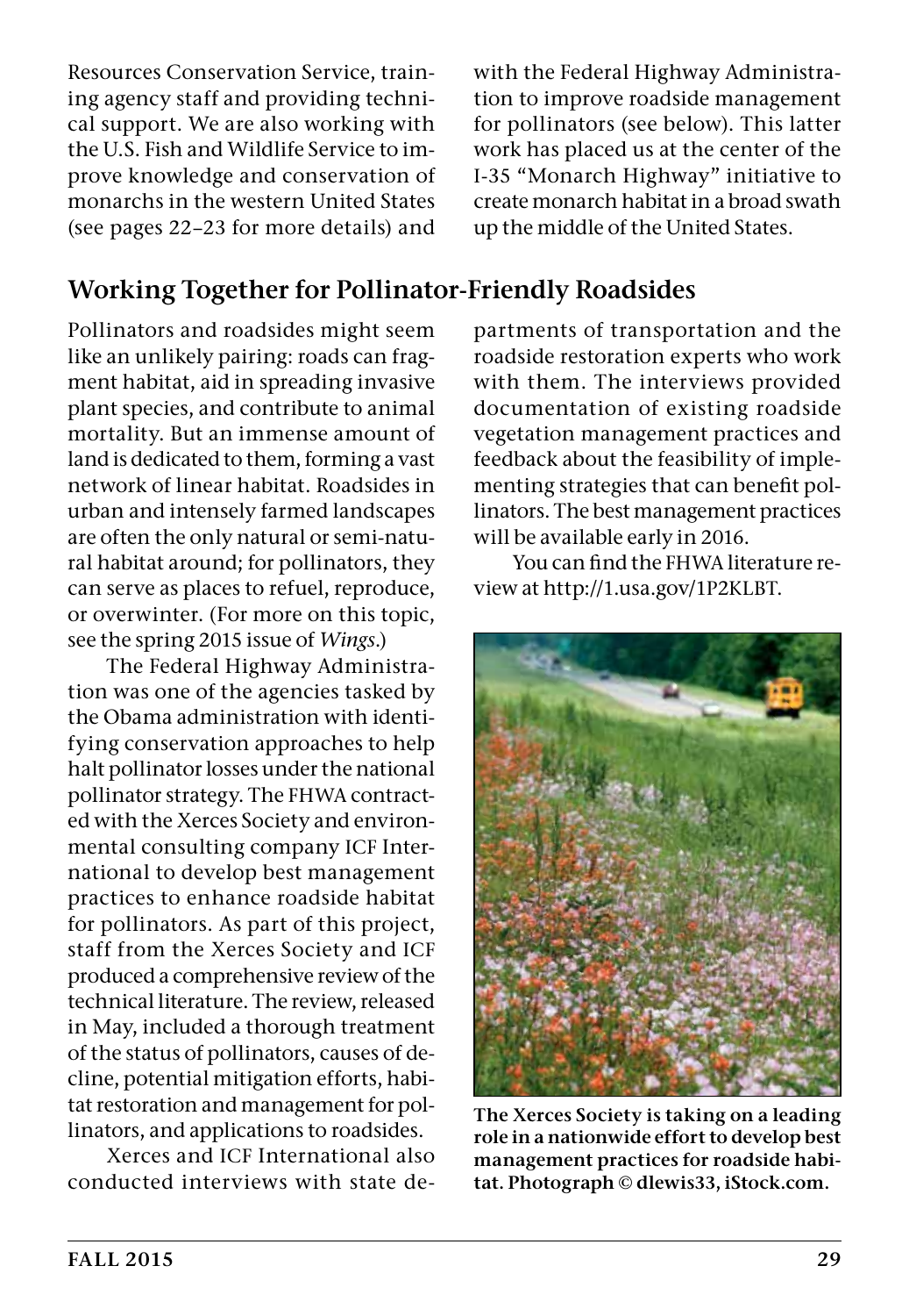Resources Conservation Service, training agency staff and providing technical support. We are also working with the U.S. Fish and Wildlife Service to improve knowledge and conservation of monarchs in the western United States (see pages 22–23 for more details) and with the Federal Highway Administration to improve roadside management for pollinators (see below). This latter work has placed us at the center of the I-35 "Monarch Highway" initiative to create monarch habitat in a broad swath up the middle of the United States.

## Working Together for Pollinator-Friendly Roadsides

Pollinators and roadsides might seem like an unlikely pairing: roads can fragment habitat, aid in spreading invasive plant species, and contribute to animal mortality. But an immense amount of land is dedicated to them, forming a vast network of linear habitat. Roadsides in urban and intensely farmed landscapes are often the only natural or semi-natural habitat around; for pollinators, they can serve as places to refuel, reproduce, or overwinter. (For more on this topic, see the spring 2015 issue of *Wings*.)

The Federal Highway Administration was one of the agencies tasked by the Obama administration with identifying conservation approaches to help halt pollinator losses under the national pollinator strategy. The FHWA contracted with the Xerces Society and environmental consulting company ICF International to develop best management practices to enhance roadside habitat for pollinators. As part of this project, staff from the Xerces Society and ICF produced a comprehensive review of the technical literature. The review, released in May, included a thorough treatment of the status of pollinators, causes of decline, potential mitigation efforts, habitat restoration and management for pollinators, and applications to roadsides.

Xerces and ICF International also conducted interviews with state departments of transportation and the roadside restoration experts who work with them. The interviews provided documentation of existing roadside vegetation management practices and feedback about the feasibility of implementing strategies that can benefit pollinators. The best management practices will be available early in 2016.

You can find the FHWA literature review at http://1.usa.gov/1P2KLBT.

**The Xerces Society is taking on a leading role in a nationwide effort to develop best management practices for roadside habitat. Photograph © dlewis33, iStock.com.**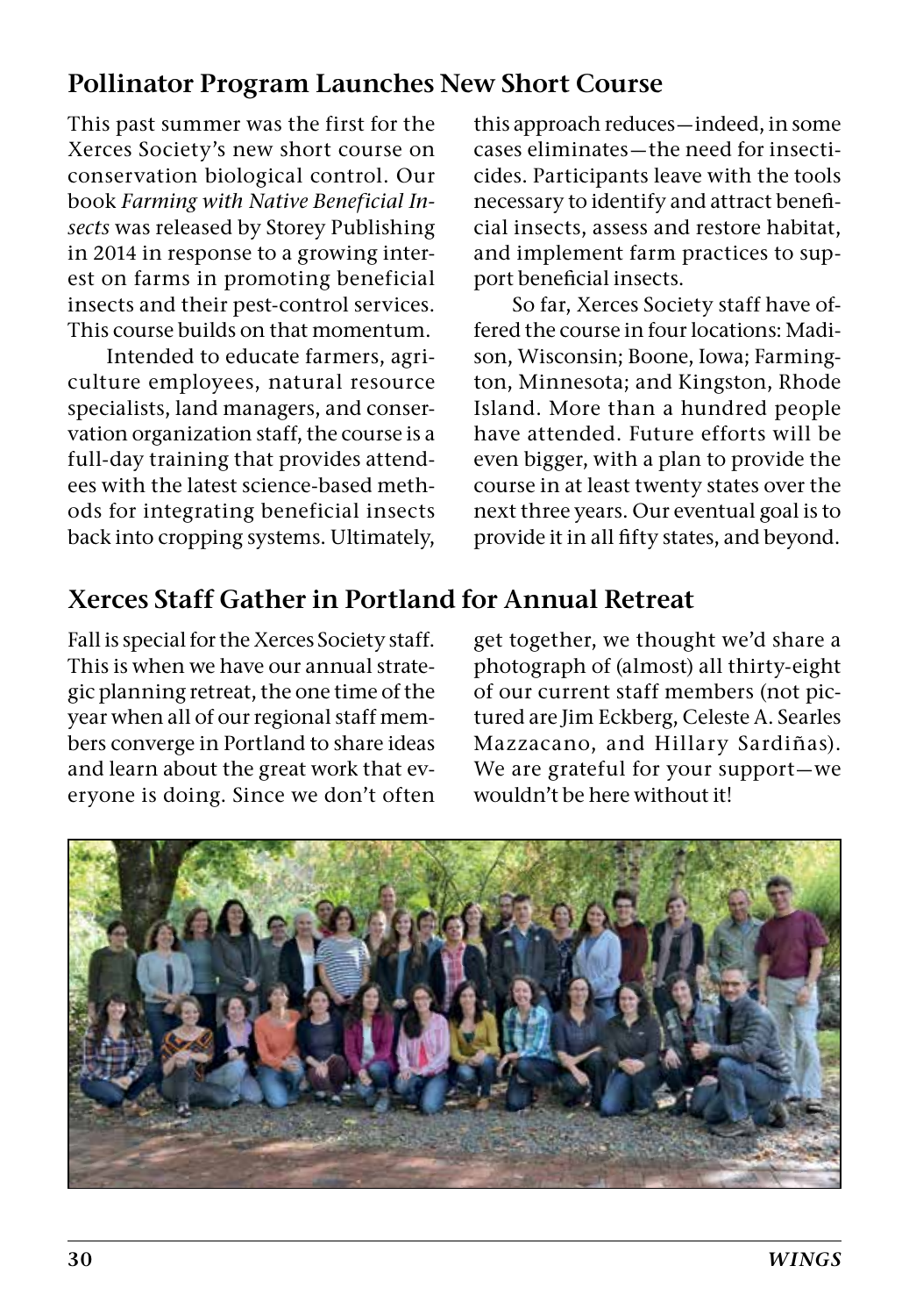## Pollinator Program Launches New Short Course

This past summer was the first for the Xerces Society's new short course on conservation biological control. Our book *Farming with Native Beneficial Insects* was released by Storey Publishing in 2014 in response to a growing interest on farms in promoting beneficial insects and their pest-control services. This course builds on that momentum.

Intended to educate farmers, agriculture employees, natural resource specialists, land managers, and conservation organization staff, the course is a full-day training that provides attendees with the latest science-based methods for integrating beneficial insects back into cropping systems. Ultimately, this approach reduces—indeed, in some cases eliminates—the need for insecticides. Participants leave with the tools necessary to identify and attract beneficial insects, assess and restore habitat, and implement farm practices to support beneficial insects.

So far, Xerces Society staff have offered the course in four locations: Madison, Wisconsin; Boone, Iowa; Farmington, Minnesota; and Kingston, Rhode Island. More than a hundred people have attended. Future efforts will be even bigger, with a plan to provide the course in at least twenty states over the next three years. Our eventual goal is to provide it in all fifty states, and beyond.

## Xerces Staff Gather in Portland for Annual Retreat

Fall is special for the Xerces Society staff. This is when we have our annual strategic planning retreat, the one time of the year when all of our regional staff members converge in Portland to share ideas and learn about the great work that everyone is doing. Since we don't often get together, we thought we'd share a photograph of (almost) all thirty-eight of our current staff members (not pictured are Jim Eckberg, Celeste A. Searles Mazzacano, and Hillary Sardiñas). We are grateful for your support—we wouldn't be here without it!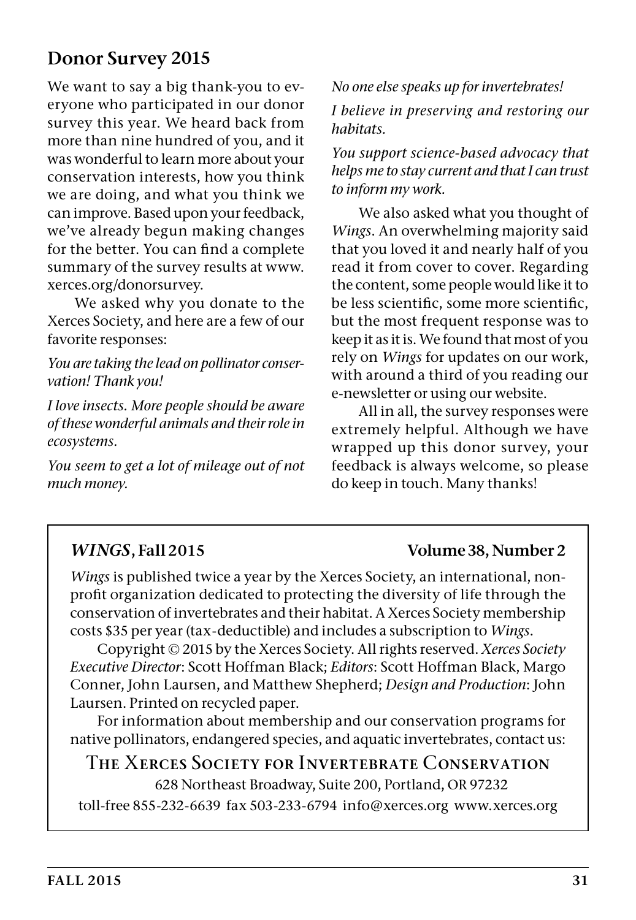## Donor Survey 2015

We want to say a big thank-you to everyone who participated in our donor survey this year. We heard back from more than nine hundred of you, and it was wonderful to learn more about your conservation interests, how you think we are doing, and what you think we can improve. Based upon your feedback, we've already begun making changes for the better. You can find a complete summary of the survey results at www.xerces.org/donorsurvey.

We asked why you donate to the Xerces Society, and here are a few of our favorite responses:

*You are taking the lead on pollinator conservation! Thank you!*

*I love insects. More people should be aware of these wonderful animals and their role in ecosystems.*

*You seem to get a lot of mileage out of not much money.*

*No one else speaks up for invertebrates!*

*I believe in preserving and restoring our habitats.*

*You support science-based advocacy that helps me to stay current and that I can trust to inform my work.*

We also asked what you thought of *Wings*. An overwhelming majority said that you loved it and nearly half of you read it from cover to cover. Regarding the content, some people would like it to be less scientific, some more scientific, but the most frequent response was to keep it as it is. We found that most of you rely on *Wings* for updates on our work, with around a third of you reading our e-newsletter or using our website.

All in all, the survey responses were extremely helpful. Although we have wrapped up this donor survey, your feedback is always welcome, so please do keep in touch. Many thanks!

---

***WINGS*, Fall 2015** **Volume 38, Number 2**

*Wings* is published twice a year by the Xerces Society, an international, nonprofit organization dedicated to protecting the diversity of life through the conservation of invertebrates and their habitat. A Xerces Society membership costs $35 per year (tax-deductible) and includes a subscription to *Wings*.

Copyright © 2015 by the Xerces Society. All rights reserved. *Xerces Society Executive Director*: Scott Hoffman Black; *Editors*: Scott Hoffman Black, Margo Conner, John Laursen, and Matthew Shepherd; *Design and Production*: John Laursen. Printed on recycled paper.

For information about membership and our conservation programs for native pollinators, endangered species, and aquatic invertebrates, contact us:

The Xerces Society for Invertebrate Conservation

628 Northeast Broadway, Suite 200, Portland, OR 97232

toll-free 855-232-6639 fax 503-233-6794 info@xerces.org www.xerces.org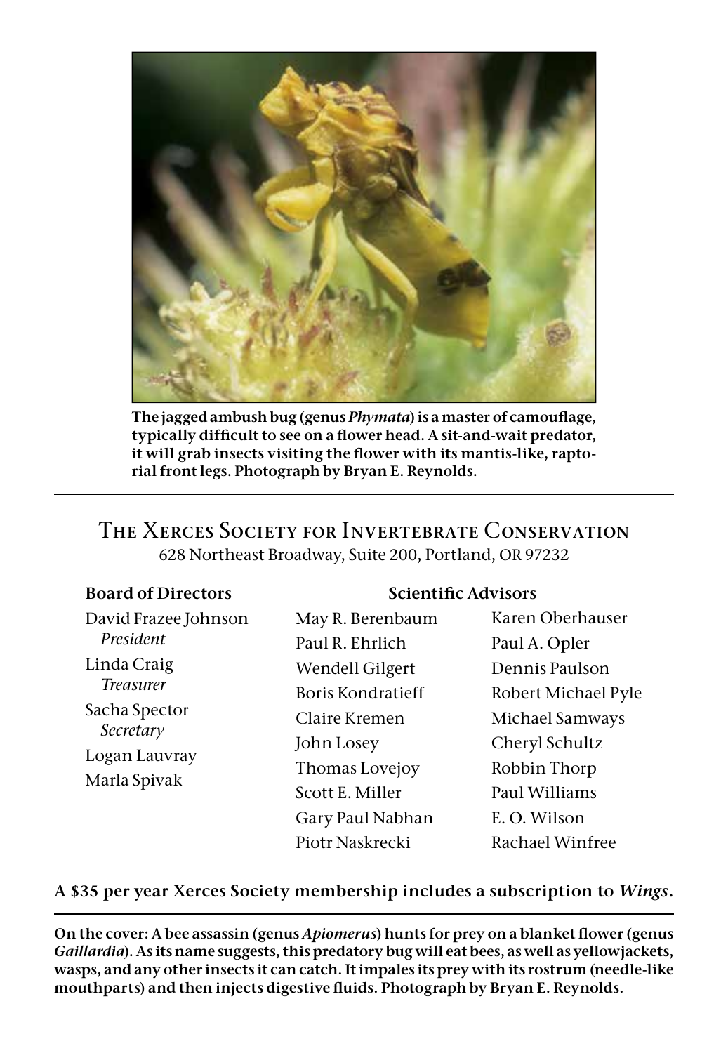**The jagged ambush bug (genus *Phymata*) is a master of camouflage, typically difficult to see on a flower head. A sit-and-wait predator, it will grab insects visiting the flower with its mantis-like, raptorial front legs. Photograph by Bryan E. Reynolds.**

---

## The Xerces Society for Invertebrate Conservation

628 Northeast Broadway, Suite 200, Portland, OR 97232

**Board of Directors**

David Frazee Johnson
*President*

Linda Craig
*Treasurer*

Sacha Spector
*Secretary*

Logan Lauvray

Marla Spivak

**Scientific Advisors**

May R. Berenbaum
Paul R. Ehrlich
Wendell Gilgert
Boris Kondratieff
Claire Kremen
John Losey
Thomas Lovejoy
Scott E. Miller
Gary Paul Nabhan
Piotr Naskrecki
Karen Oberhauser
Paul A. Opler
Dennis Paulson
Robert Michael Pyle
Michael Samways
Cheryl Schultz
Robbin Thorp
Paul Williams
E. O. Wilson
Rachael Winfree

**A $35 per year Xerces Society membership includes a subscription to *Wings*.**

---

**On the cover: A bee assassin (genus *Apiomerus*) hunts for prey on a blanket flower (genus *Gaillardia*). As its name suggests, this predatory bug will eat bees, as well as yellowjackets, wasps, and any other insects it can catch. It impales its prey with its rostrum (needle-like mouthparts) and then injects digestive fluids. Photograph by Bryan E. Reynolds.**